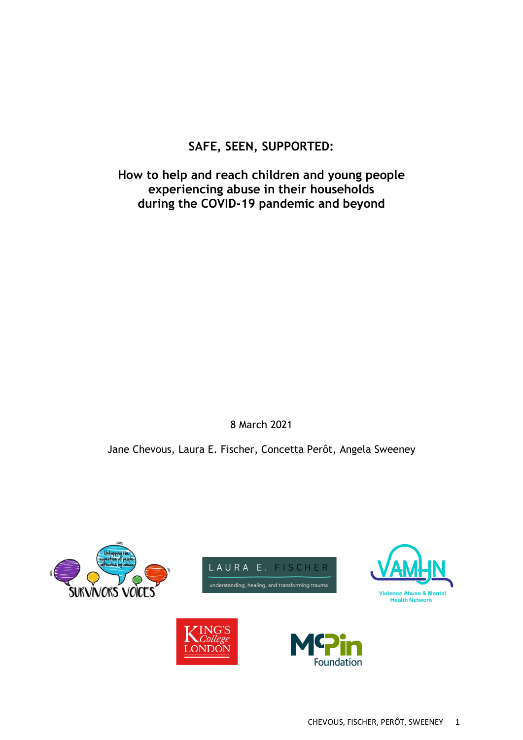# SAFE, SEEN, SUPPORTED:

## How to help and reach children and young people experiencing abuse in their households during the COVID-19 pandemic and beyond

8 March 2021

Jane Chevous, Laura E. Fischer, Concetta Perôt, Angela Sweeney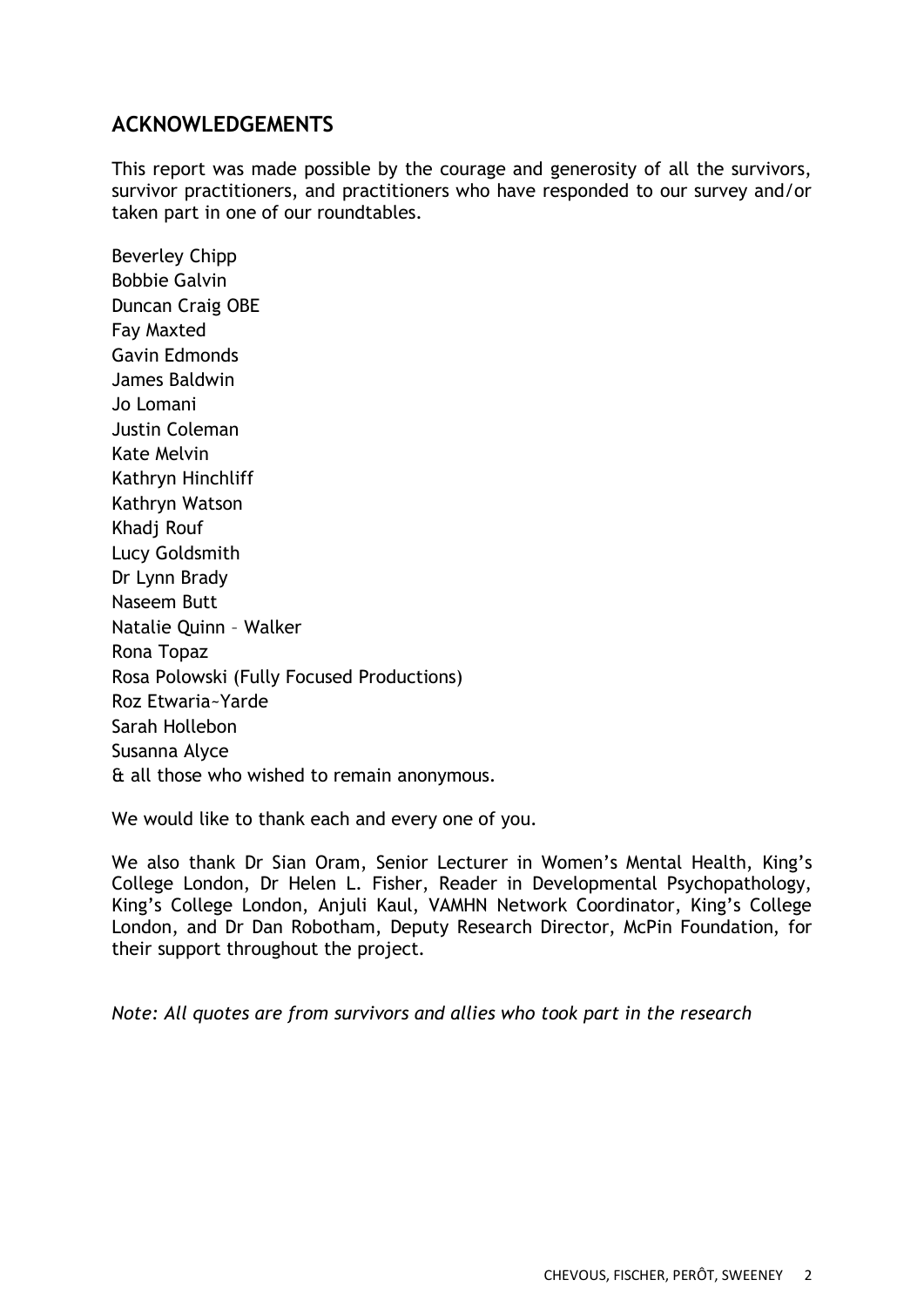## ACKNOWLEDGEMENTS

This report was made possible by the courage and generosity of all the survivors, survivor practitioners, and practitioners who have responded to our survey and/or taken part in one of our roundtables.

Beverley Chipp
Bobbie Galvin
Duncan Craig OBE
Fay Maxted
Gavin Edmonds
James Baldwin
Jo Lomani
Justin Coleman
Kate Melvin
Kathryn Hinchliff
Kathryn Watson
Khadj Rouf
Lucy Goldsmith
Dr Lynn Brady
Naseem Butt
Natalie Quinn – Walker
Rona Topaz
Rosa Polowski (Fully Focused Productions)
Roz Etwaria~Yarde
Sarah Hollebon
Susanna Alyce
& all those who wished to remain anonymous.

We would like to thank each and every one of you.

We also thank Dr Sian Oram, Senior Lecturer in Women's Mental Health, King's College London, Dr Helen L. Fisher, Reader in Developmental Psychopathology, King's College London, Anjuli Kaul, VAMHN Network Coordinator, King's College London, and Dr Dan Robotham, Deputy Research Director, McPin Foundation, for their support throughout the project.

*Note: All quotes are from survivors and allies who took part in the research*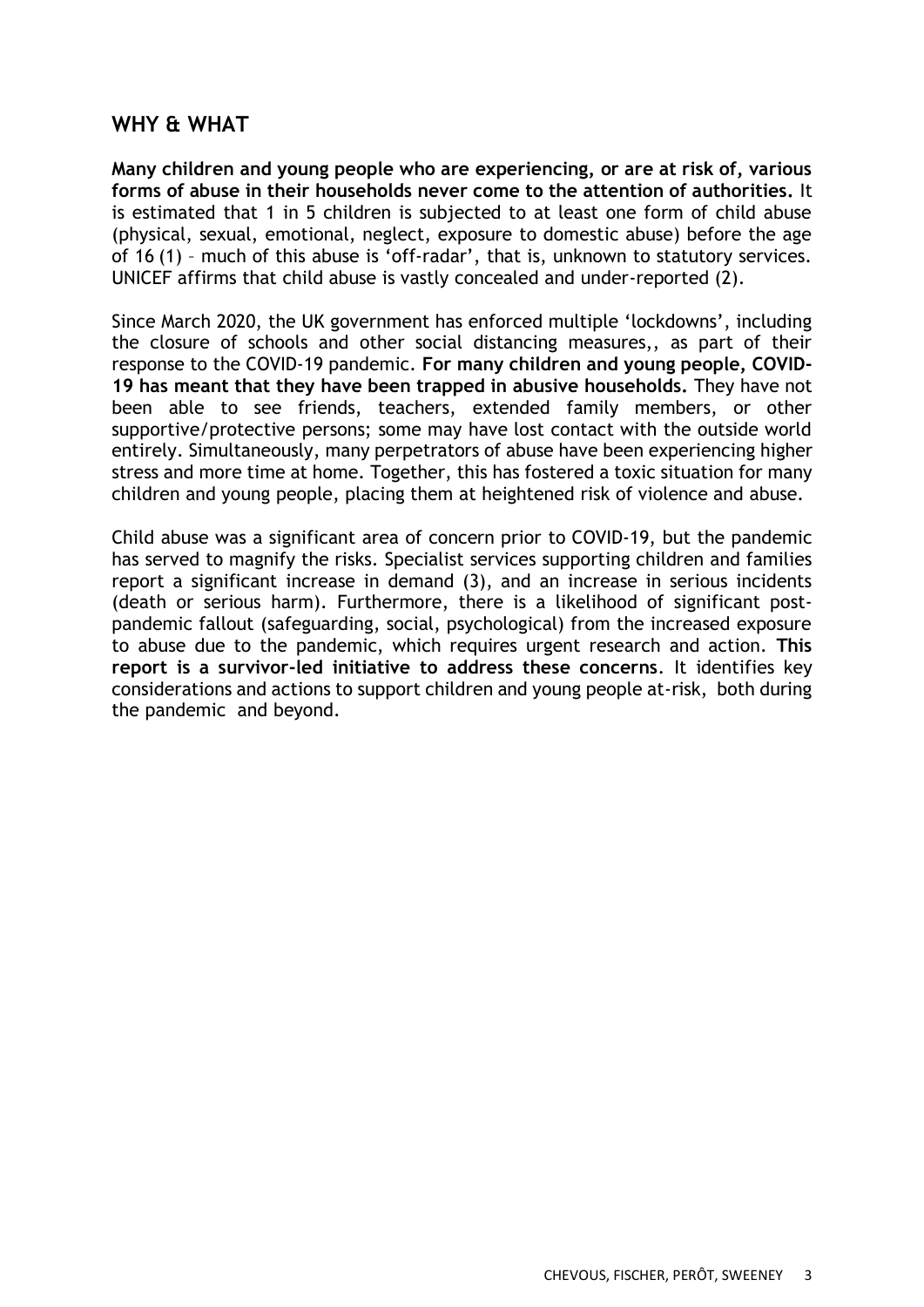## WHY & WHAT

**Many children and young people who are experiencing, or are at risk of, various forms of abuse in their households never come to the attention of authorities.** It is estimated that 1 in 5 children is subjected to at least one form of child abuse (physical, sexual, emotional, neglect, exposure to domestic abuse) before the age of 16 (1) – much of this abuse is 'off-radar', that is, unknown to statutory services. UNICEF affirms that child abuse is vastly concealed and under-reported (2).

Since March 2020, the UK government has enforced multiple 'lockdowns', including the closure of schools and other social distancing measures,, as part of their response to the COVID-19 pandemic. **For many children and young people, COVID-19 has meant that they have been trapped in abusive households.** They have not been able to see friends, teachers, extended family members, or other supportive/protective persons; some may have lost contact with the outside world entirely. Simultaneously, many perpetrators of abuse have been experiencing higher stress and more time at home. Together, this has fostered a toxic situation for many children and young people, placing them at heightened risk of violence and abuse.

Child abuse was a significant area of concern prior to COVID-19, but the pandemic has served to magnify the risks. Specialist services supporting children and families report a significant increase in demand (3), and an increase in serious incidents (death or serious harm). Furthermore, there is a likelihood of significant post-pandemic fallout (safeguarding, social, psychological) from the increased exposure to abuse due to the pandemic, which requires urgent research and action. **This report is a survivor-led initiative to address these concerns**. It identifies key considerations and actions to support children and young people at-risk, both during the pandemic and beyond.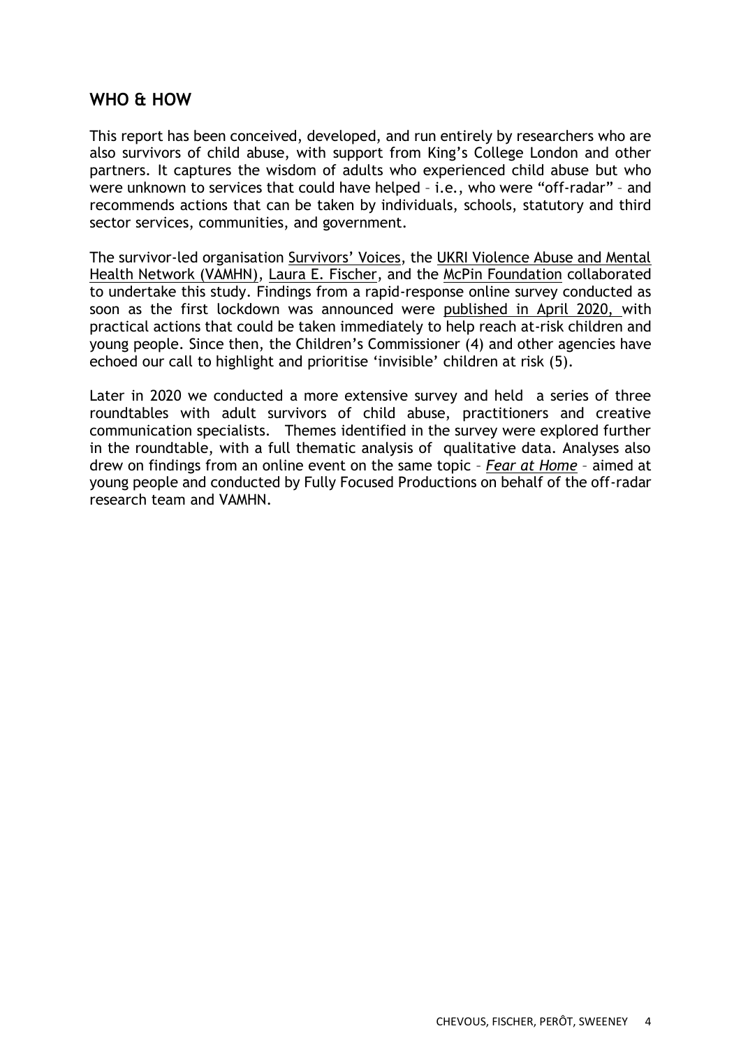## WHO & HOW

This report has been conceived, developed, and run entirely by researchers who are also survivors of child abuse, with support from King's College London and other partners. It captures the wisdom of adults who experienced child abuse but who were unknown to services that could have helped – i.e., who were "off-radar" – and recommends actions that can be taken by individuals, schools, statutory and third sector services, communities, and government.

The survivor-led organisation Survivors' Voices, the UKRI Violence Abuse and Mental Health Network (VAMHN), Laura E. Fischer, and the McPin Foundation collaborated to undertake this study. Findings from a rapid-response online survey conducted as soon as the first lockdown was announced were published in April 2020, with practical actions that could be taken immediately to help reach at-risk children and young people. Since then, the Children's Commissioner (4) and other agencies have echoed our call to highlight and prioritise 'invisible' children at risk (5).

Later in 2020 we conducted a more extensive survey and held a series of three roundtables with adult survivors of child abuse, practitioners and creative communication specialists. Themes identified in the survey were explored further in the roundtable, with a full thematic analysis of qualitative data. Analyses also drew on findings from an online event on the same topic – ***Fear at Home*** – aimed at young people and conducted by Fully Focused Productions on behalf of the off-radar research team and VAMHN.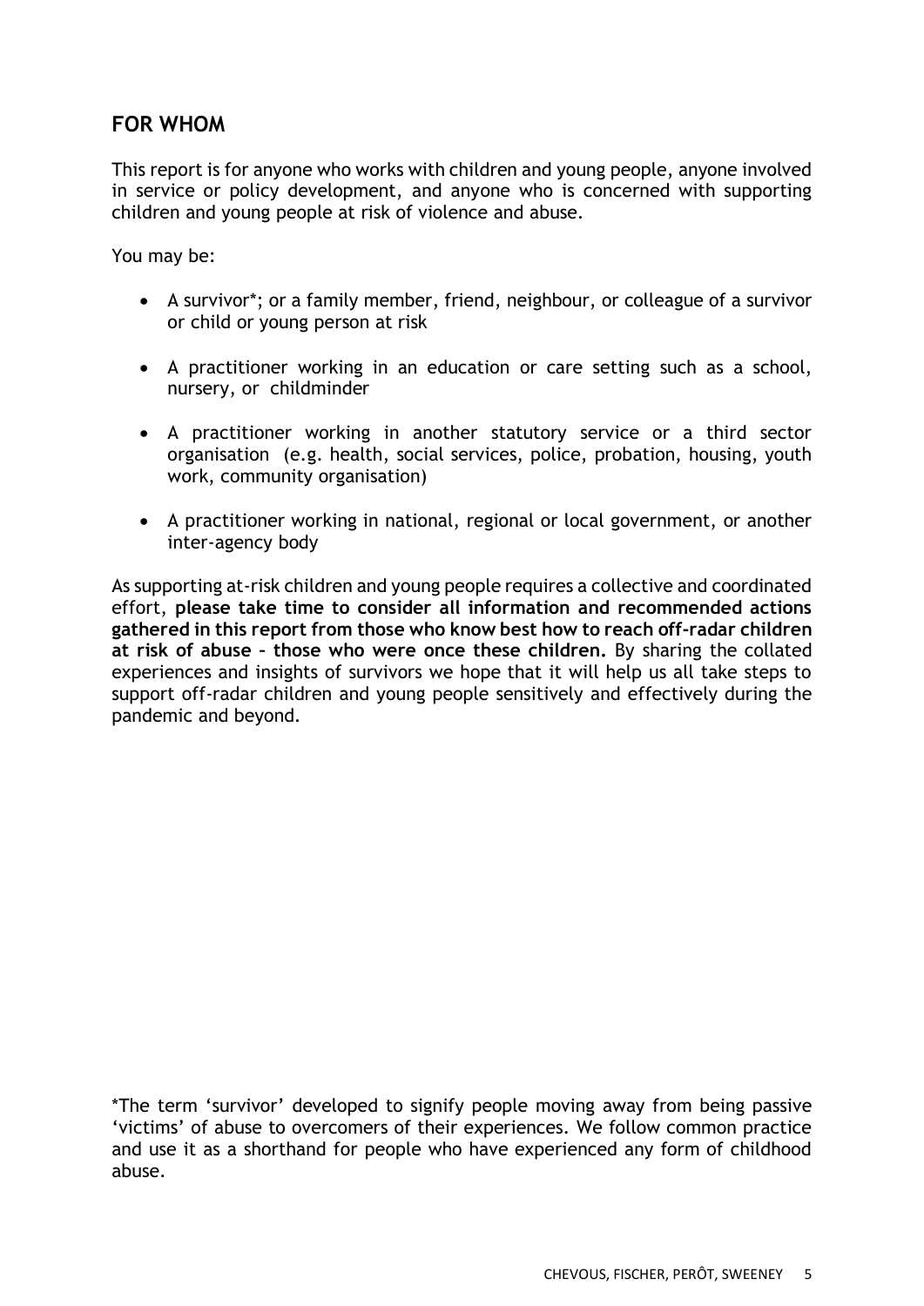## FOR WHOM

This report is for anyone who works with children and young people, anyone involved in service or policy development, and anyone who is concerned with supporting children and young people at risk of violence and abuse.

You may be:

- A survivor*; or a family member, friend, neighbour, or colleague of a survivor or child or young person at risk
- A practitioner working in an education or care setting such as a school, nursery, or childminder
- A practitioner working in another statutory service or a third sector organisation (e.g. health, social services, police, probation, housing, youth work, community organisation)
- A practitioner working in national, regional or local government, or another inter-agency body

As supporting at-risk children and young people requires a collective and coordinated effort, **please take time to consider all information and recommended actions gathered in this report from those who know best how to reach off-radar children at risk of abuse – those who were once these children.** By sharing the collated experiences and insights of survivors we hope that it will help us all take steps to support off-radar children and young people sensitively and effectively during the pandemic and beyond.

*The term 'survivor' developed to signify people moving away from being passive 'victims' of abuse to overcomers of their experiences. We follow common practice and use it as a shorthand for people who have experienced any form of childhood abuse.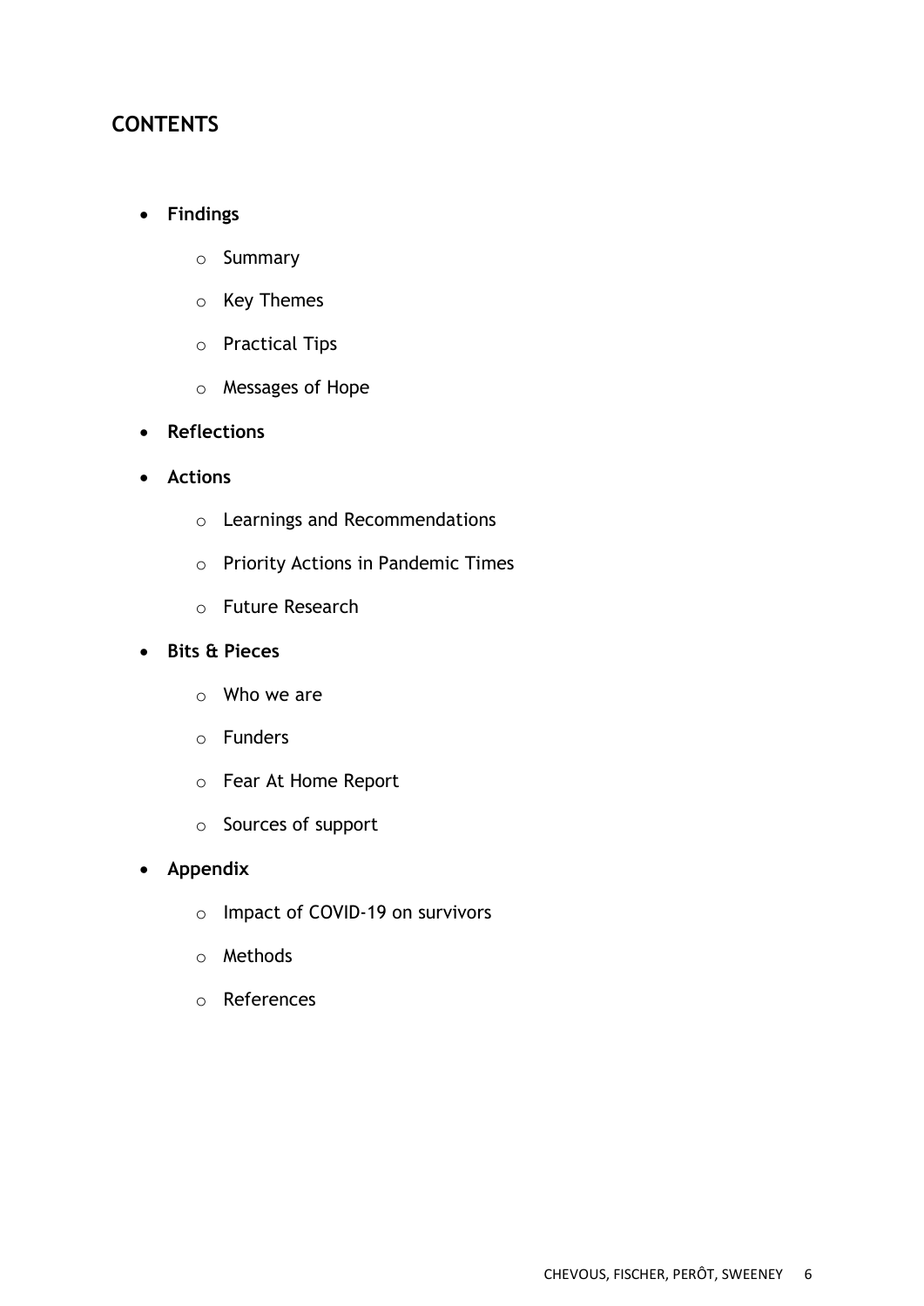## CONTENTS

- **Findings**
  - Summary
  - Key Themes
  - Practical Tips
  - Messages of Hope
- **Reflections**
- **Actions**
  - Learnings and Recommendations
  - Priority Actions in Pandemic Times
  - Future Research
- **Bits & Pieces**
  - Who we are
  - Funders
  - Fear At Home Report
  - Sources of support
- **Appendix**
  - Impact of COVID-19 on survivors
  - Methods
  - References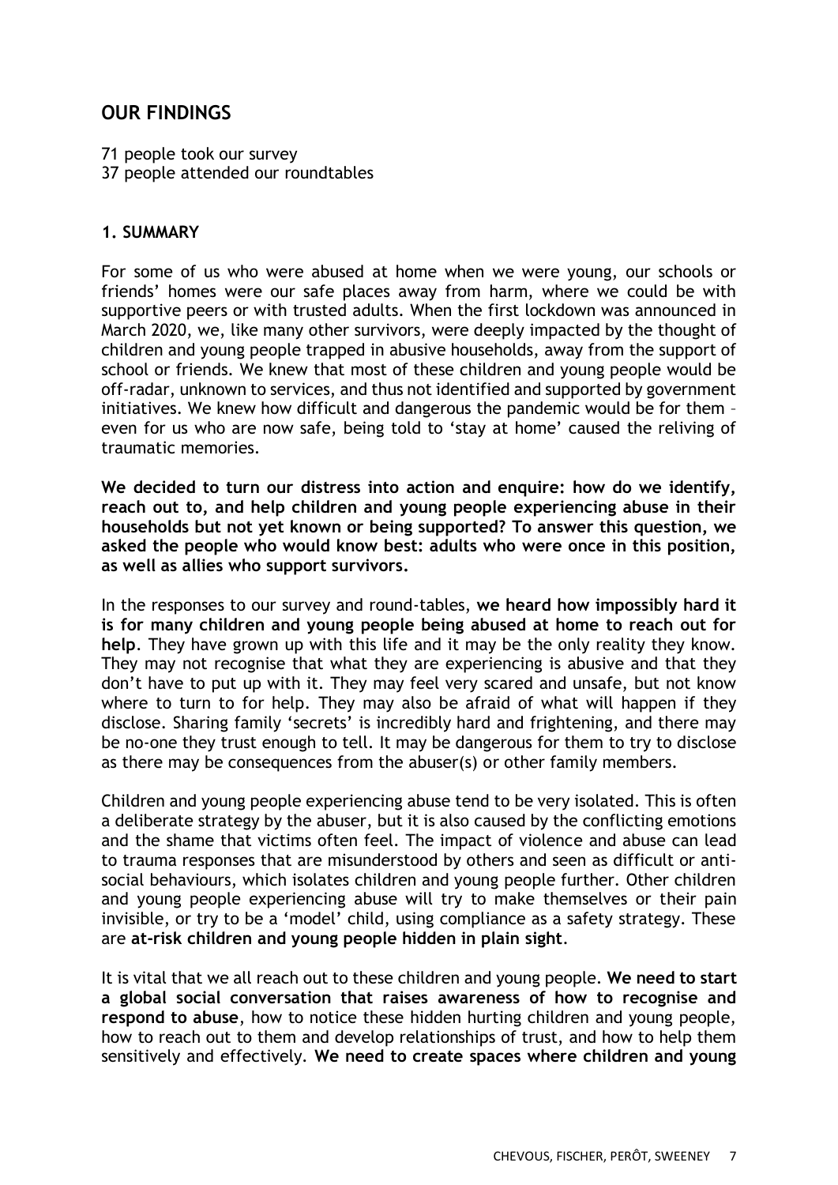## OUR FINDINGS

71 people took our survey
37 people attended our roundtables

### 1. SUMMARY

For some of us who were abused at home when we were young, our schools or friends' homes were our safe places away from harm, where we could be with supportive peers or with trusted adults. When the first lockdown was announced in March 2020, we, like many other survivors, were deeply impacted by the thought of children and young people trapped in abusive households, away from the support of school or friends. We knew that most of these children and young people would be off-radar, unknown to services, and thus not identified and supported by government initiatives. We knew how difficult and dangerous the pandemic would be for them – even for us who are now safe, being told to 'stay at home' caused the reliving of traumatic memories.

**We decided to turn our distress into action and enquire: how do we identify, reach out to, and help children and young people experiencing abuse in their households but not yet known or being supported? To answer this question, we asked the people who would know best: adults who were once in this position, as well as allies who support survivors.**

In the responses to our survey and round-tables, **we heard how impossibly hard it is for many children and young people being abused at home to reach out for help**. They have grown up with this life and it may be the only reality they know. They may not recognise that what they are experiencing is abusive and that they don't have to put up with it. They may feel very scared and unsafe, but not know where to turn to for help. They may also be afraid of what will happen if they disclose. Sharing family 'secrets' is incredibly hard and frightening, and there may be no-one they trust enough to tell. It may be dangerous for them to try to disclose as there may be consequences from the abuser(s) or other family members.

Children and young people experiencing abuse tend to be very isolated. This is often a deliberate strategy by the abuser, but it is also caused by the conflicting emotions and the shame that victims often feel. The impact of violence and abuse can lead to trauma responses that are misunderstood by others and seen as difficult or anti-social behaviours, which isolates children and young people further. Other children and young people experiencing abuse will try to make themselves or their pain invisible, or try to be a 'model' child, using compliance as a safety strategy. These are **at-risk children and young people hidden in plain sight**.

It is vital that we all reach out to these children and young people. **We need to start a global social conversation that raises awareness of how to recognise and respond to abuse**, how to notice these hidden hurting children and young people, how to reach out to them and develop relationships of trust, and how to help them sensitively and effectively. **We need to create spaces where children and young**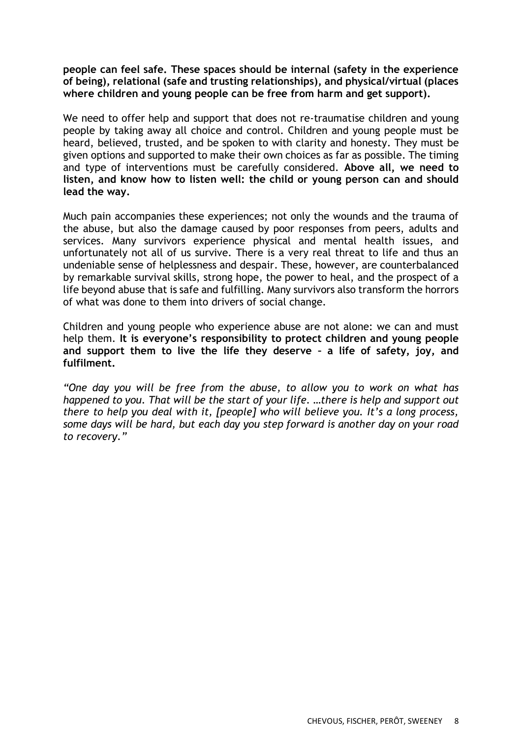**people can feel safe. These spaces should be internal (safety in the experience of being), relational (safe and trusting relationships), and physical/virtual (places where children and young people can be free from harm and get support).**

We need to offer help and support that does not re-traumatise children and young people by taking away all choice and control. Children and young people must be heard, believed, trusted, and be spoken to with clarity and honesty. They must be given options and supported to make their own choices as far as possible. The timing and type of interventions must be carefully considered. **Above all, we need to listen, and know how to listen well: the child or young person can and should lead the way.**

Much pain accompanies these experiences; not only the wounds and the trauma of the abuse, but also the damage caused by poor responses from peers, adults and services. Many survivors experience physical and mental health issues, and unfortunately not all of us survive. There is a very real threat to life and thus an undeniable sense of helplessness and despair. These, however, are counterbalanced by remarkable survival skills, strong hope, the power to heal, and the prospect of a life beyond abuse that is safe and fulfilling. Many survivors also transform the horrors of what was done to them into drivers of social change.

Children and young people who experience abuse are not alone: we can and must help them. **It is everyone's responsibility to protect children and young people and support them to live the life they deserve – a life of safety, joy, and fulfilment.**

*"One day you will be free from the abuse, to allow you to work on what has happened to you. That will be the start of your life. …there is help and support out there to help you deal with it, [people] who will believe you. It's a long process, some days will be hard, but each day you step forward is another day on your road to recovery."*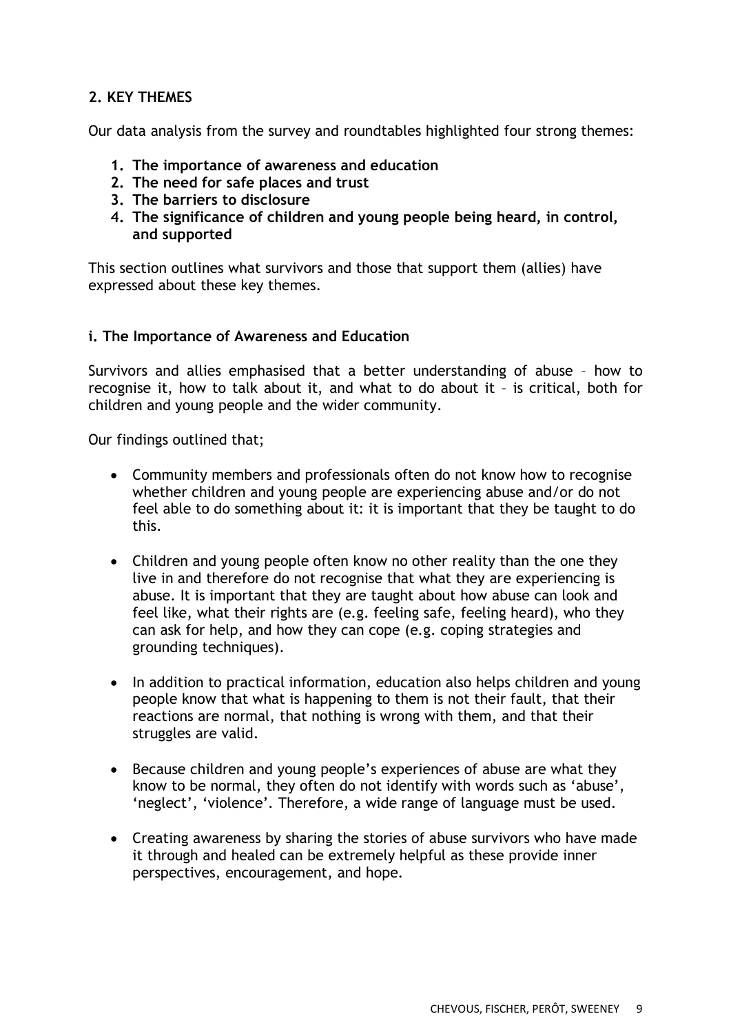## 2. KEY THEMES

Our data analysis from the survey and roundtables highlighted four strong themes:

1. **The importance of awareness and education**
2. **The need for safe places and trust**
3. **The barriers to disclosure**
4. **The significance of children and young people being heard, in control, and supported**

This section outlines what survivors and those that support them (allies) have expressed about these key themes.

### i. The Importance of Awareness and Education

Survivors and allies emphasised that a better understanding of abuse – how to recognise it, how to talk about it, and what to do about it – is critical, both for children and young people and the wider community.

Our findings outlined that;

- Community members and professionals often do not know how to recognise whether children and young people are experiencing abuse and/or do not feel able to do something about it: it is important that they be taught to do this.
- Children and young people often know no other reality than the one they live in and therefore do not recognise that what they are experiencing is abuse. It is important that they are taught about how abuse can look and feel like, what their rights are (e.g. feeling safe, feeling heard), who they can ask for help, and how they can cope (e.g. coping strategies and grounding techniques).
- In addition to practical information, education also helps children and young people know that what is happening to them is not their fault, that their reactions are normal, that nothing is wrong with them, and that their struggles are valid.
- Because children and young people's experiences of abuse are what they know to be normal, they often do not identify with words such as 'abuse', 'neglect', 'violence'. Therefore, a wide range of language must be used.
- Creating awareness by sharing the stories of abuse survivors who have made it through and healed can be extremely helpful as these provide inner perspectives, encouragement, and hope.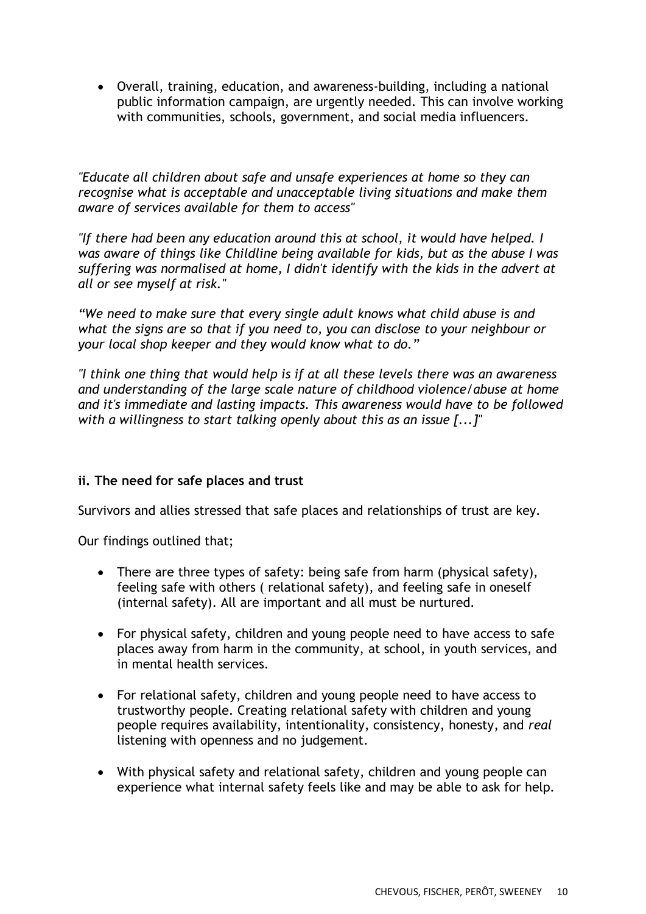- Overall, training, education, and awareness-building, including a national public information campaign, are urgently needed. This can involve working with communities, schools, government, and social media influencers.

*"Educate all children about safe and unsafe experiences at home so they can recognise what is acceptable and unacceptable living situations and make them aware of services available for them to access"*

*"If there had been any education around this at school, it would have helped. I was aware of things like Childline being available for kids, but as the abuse I was suffering was normalised at home, I didn't identify with the kids in the advert at all or see myself at risk."*

*"We need to make sure that every single adult knows what child abuse is and what the signs are so that if you need to, you can disclose to your neighbour or your local shop keeper and they would know what to do."*

*"I think one thing that would help is if at all these levels there was an awareness and understanding of the large scale nature of childhood violence/abuse at home and it's immediate and lasting impacts. This awareness would have to be followed with a willingness to start talking openly about this as an issue [...]"*

### ii. The need for safe places and trust

Survivors and allies stressed that safe places and relationships of trust are key.

Our findings outlined that;

- There are three types of safety: being safe from harm (physical safety), feeling safe with others ( relational safety), and feeling safe in oneself (internal safety). All are important and all must be nurtured.
- For physical safety, children and young people need to have access to safe places away from harm in the community, at school, in youth services, and in mental health services.
- For relational safety, children and young people need to have access to trustworthy people. Creating relational safety with children and young people requires availability, intentionality, consistency, honesty, and *real* listening with openness and no judgement.
- With physical safety and relational safety, children and young people can experience what internal safety feels like and may be able to ask for help.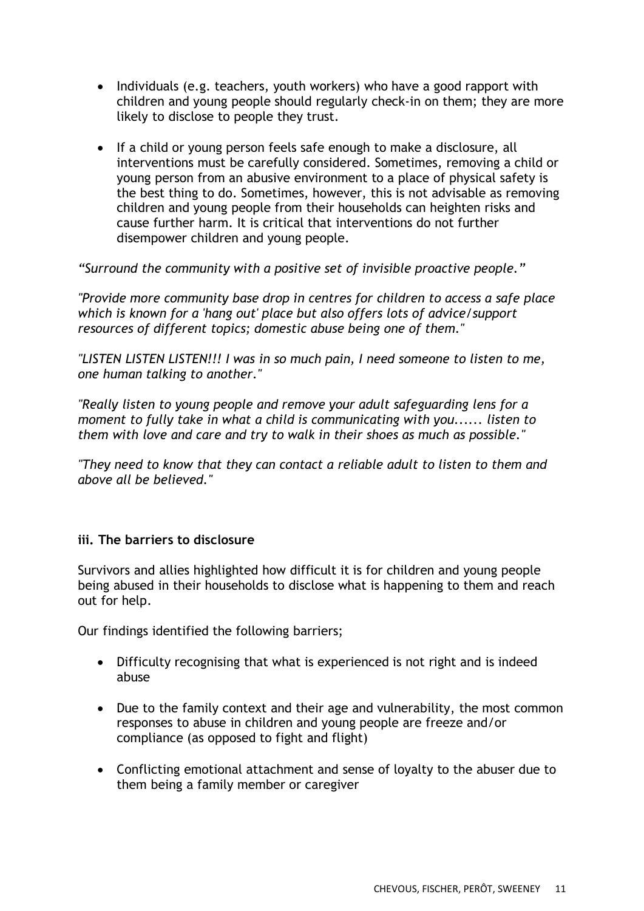- Individuals (e.g. teachers, youth workers) who have a good rapport with children and young people should regularly check-in on them; they are more likely to disclose to people they trust.

- If a child or young person feels safe enough to make a disclosure, all interventions must be carefully considered. Sometimes, removing a child or young person from an abusive environment to a place of physical safety is the best thing to do. Sometimes, however, this is not advisable as removing children and young people from their households can heighten risks and cause further harm. It is critical that interventions do not further disempower children and young people.

*"Surround the community with a positive set of invisible proactive people."*

*"Provide more community base drop in centres for children to access a safe place which is known for a 'hang out' place but also offers lots of advice/support resources of different topics; domestic abuse being one of them."*

*"LISTEN LISTEN LISTEN!!! I was in so much pain, I need someone to listen to me, one human talking to another."*

*"Really listen to young people and remove your adult safeguarding lens for a moment to fully take in what a child is communicating with you...... listen to them with love and care and try to walk in their shoes as much as possible."*

*"They need to know that they can contact a reliable adult to listen to them and above all be believed."*

**iii. The barriers to disclosure**

Survivors and allies highlighted how difficult it is for children and young people being abused in their households to disclose what is happening to them and reach out for help.

Our findings identified the following barriers;

- Difficulty recognising that what is experienced is not right and is indeed abuse

- Due to the family context and their age and vulnerability, the most common responses to abuse in children and young people are freeze and/or compliance (as opposed to fight and flight)

- Conflicting emotional attachment and sense of loyalty to the abuser due to them being a family member or caregiver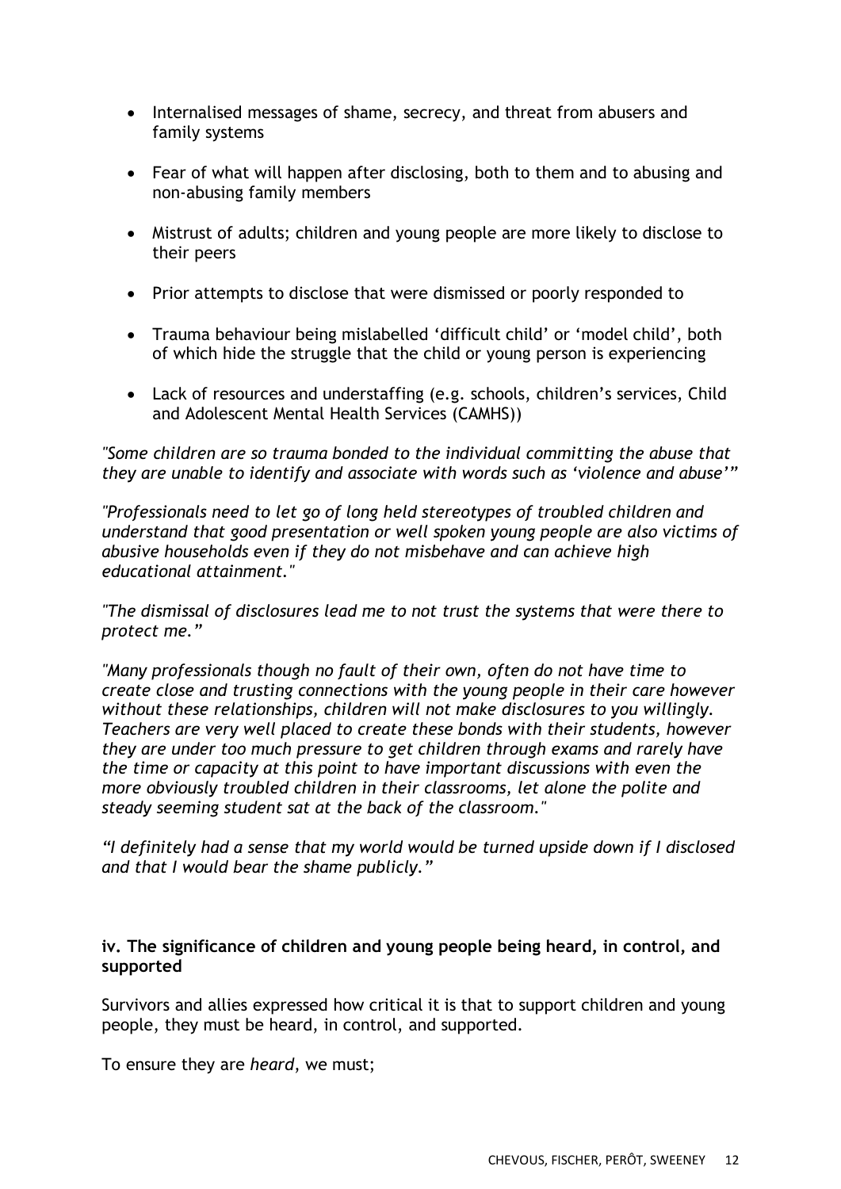- Internalised messages of shame, secrecy, and threat from abusers and family systems
- Fear of what will happen after disclosing, both to them and to abusing and non-abusing family members
- Mistrust of adults; children and young people are more likely to disclose to their peers
- Prior attempts to disclose that were dismissed or poorly responded to
- Trauma behaviour being mislabelled 'difficult child' or 'model child', both of which hide the struggle that the child or young person is experiencing
- Lack of resources and understaffing (e.g. schools, children's services, Child and Adolescent Mental Health Services (CAMHS))

*"Some children are so trauma bonded to the individual committing the abuse that they are unable to identify and associate with words such as 'violence and abuse'"*

*"Professionals need to let go of long held stereotypes of troubled children and understand that good presentation or well spoken young people are also victims of abusive households even if they do not misbehave and can achieve high educational attainment."*

*"The dismissal of disclosures lead me to not trust the systems that were there to protect me."*

*"Many professionals though no fault of their own, often do not have time to create close and trusting connections with the young people in their care however without these relationships, children will not make disclosures to you willingly. Teachers are very well placed to create these bonds with their students, however they are under too much pressure to get children through exams and rarely have the time or capacity at this point to have important discussions with even the more obviously troubled children in their classrooms, let alone the polite and steady seeming student sat at the back of the classroom."*

*"I definitely had a sense that my world would be turned upside down if I disclosed and that I would bear the shame publicly."*

**iv. The significance of children and young people being heard, in control, and supported**

Survivors and allies expressed how critical it is that to support children and young people, they must be heard, in control, and supported.

To ensure they are *heard*, we must;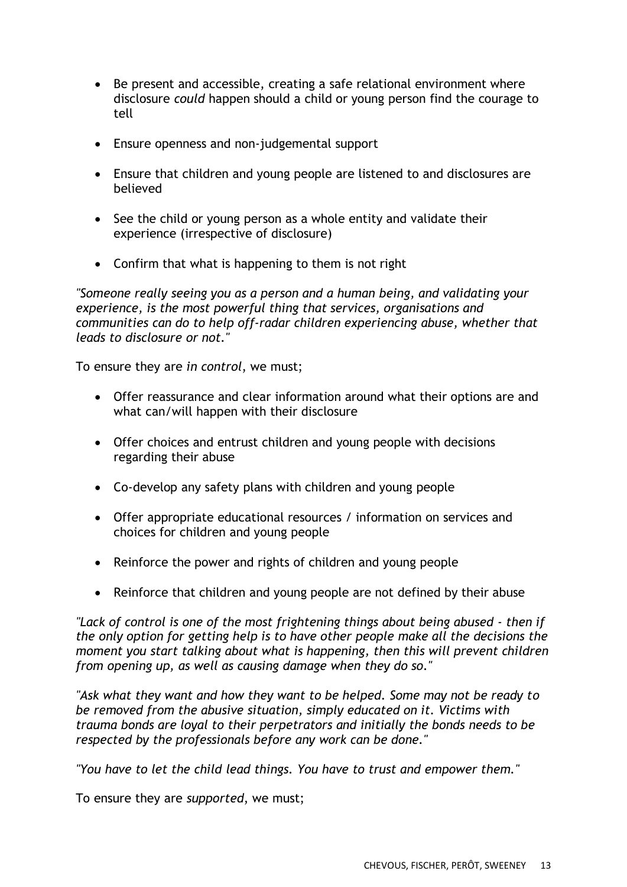- Be present and accessible, creating a safe relational environment where disclosure *could* happen should a child or young person find the courage to tell

- Ensure openness and non-judgemental support

- Ensure that children and young people are listened to and disclosures are believed

- See the child or young person as a whole entity and validate their experience (irrespective of disclosure)

- Confirm that what is happening to them is not right

*"Someone really seeing you as a person and a human being, and validating your experience, is the most powerful thing that services, organisations and communities can do to help off-radar children experiencing abuse, whether that leads to disclosure or not."*

To ensure they are *in control*, we must;

- Offer reassurance and clear information around what their options are and what can/will happen with their disclosure

- Offer choices and entrust children and young people with decisions regarding their abuse

- Co-develop any safety plans with children and young people

- Offer appropriate educational resources / information on services and choices for children and young people

- Reinforce the power and rights of children and young people

- Reinforce that children and young people are not defined by their abuse

*"Lack of control is one of the most frightening things about being abused - then if the only option for getting help is to have other people make all the decisions the moment you start talking about what is happening, then this will prevent children from opening up, as well as causing damage when they do so."*

*"Ask what they want and how they want to be helped. Some may not be ready to be removed from the abusive situation, simply educated on it. Victims with trauma bonds are loyal to their perpetrators and initially the bonds needs to be respected by the professionals before any work can be done."*

*"You have to let the child lead things. You have to trust and empower them."*

To ensure they are *supported*, we must;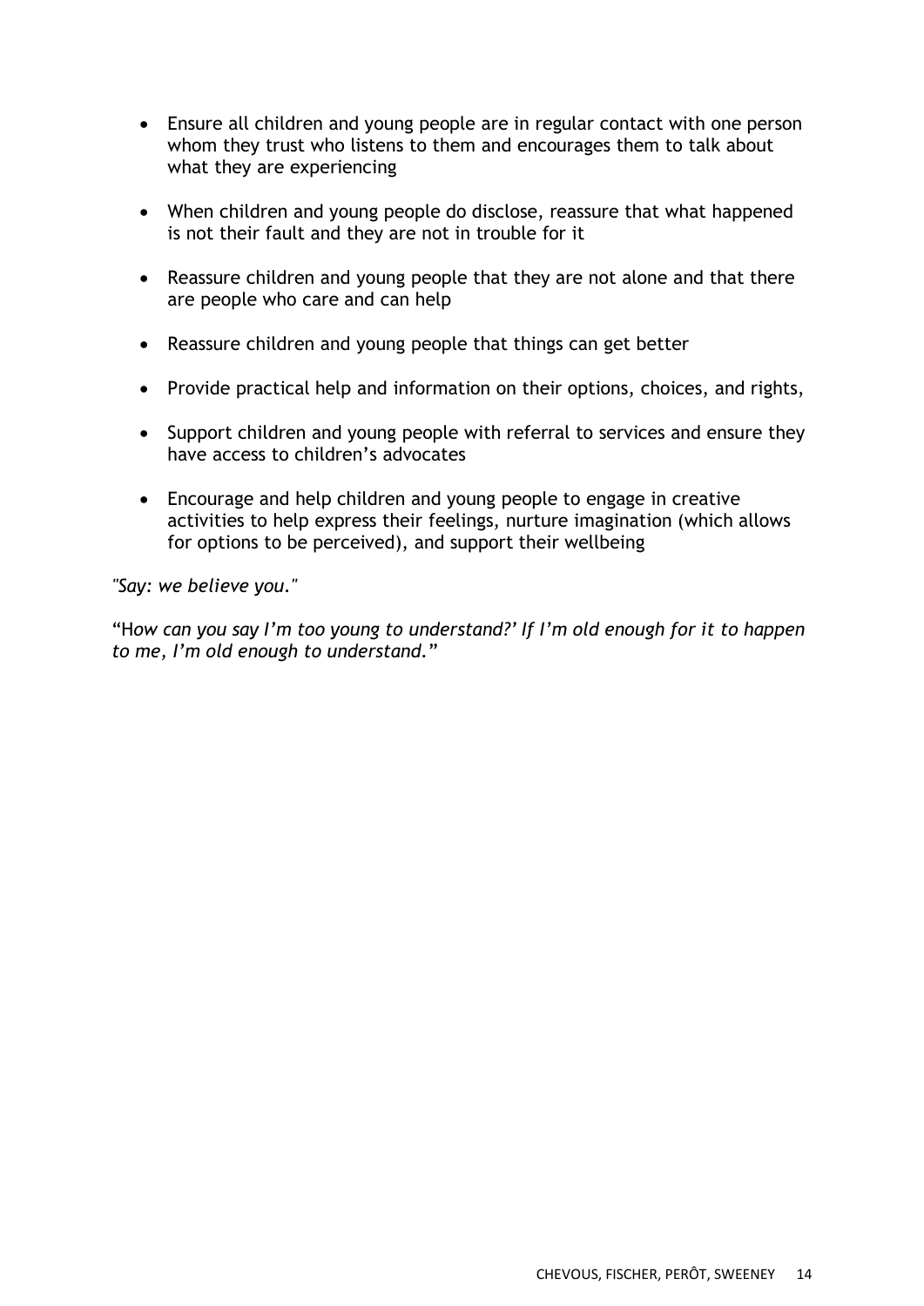- Ensure all children and young people are in regular contact with one person whom they trust who listens to them and encourages them to talk about what they are experiencing
- When children and young people do disclose, reassure that what happened is not their fault and they are not in trouble for it
- Reassure children and young people that they are not alone and that there are people who care and can help
- Reassure children and young people that things can get better
- Provide practical help and information on their options, choices, and rights,
- Support children and young people with referral to services and ensure they have access to children's advocates
- Encourage and help children and young people to engage in creative activities to help express their feelings, nurture imagination (which allows for options to be perceived), and support their wellbeing

*"Say: we believe you."*

"H*ow can you say I'm too young to understand?' If I'm old enough for it to happen to me, I'm old enough to understand.*"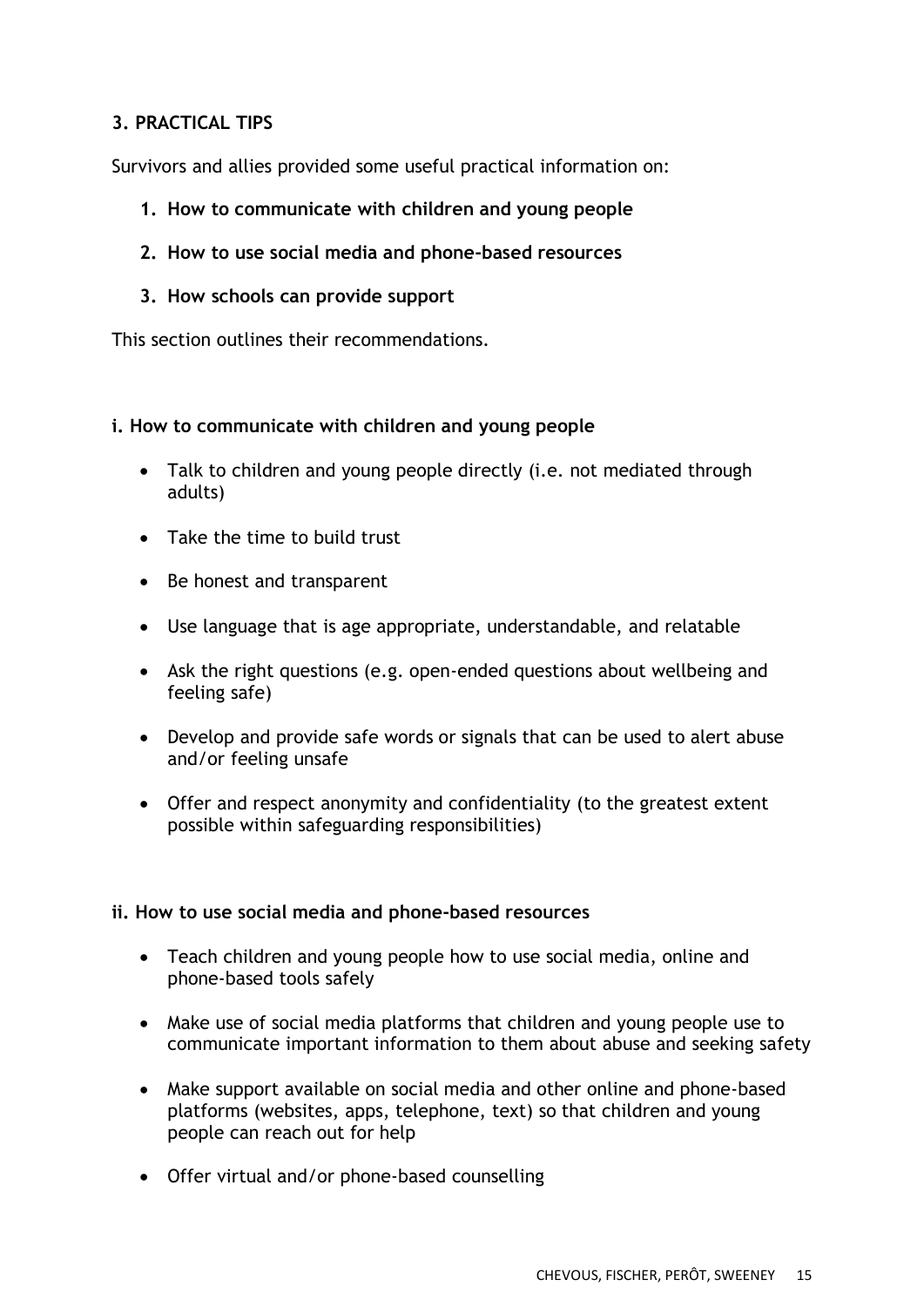## 3. PRACTICAL TIPS

Survivors and allies provided some useful practical information on:

1. **How to communicate with children and young people**
2. **How to use social media and phone-based resources**
3. **How schools can provide support**

This section outlines their recommendations.

### i. How to communicate with children and young people

- Talk to children and young people directly (i.e. not mediated through adults)
- Take the time to build trust
- Be honest and transparent
- Use language that is age appropriate, understandable, and relatable
- Ask the right questions (e.g. open-ended questions about wellbeing and feeling safe)
- Develop and provide safe words or signals that can be used to alert abuse and/or feeling unsafe
- Offer and respect anonymity and confidentiality (to the greatest extent possible within safeguarding responsibilities)

### ii. How to use social media and phone-based resources

- Teach children and young people how to use social media, online and phone-based tools safely
- Make use of social media platforms that children and young people use to communicate important information to them about abuse and seeking safety
- Make support available on social media and other online and phone-based platforms (websites, apps, telephone, text) so that children and young people can reach out for help
- Offer virtual and/or phone-based counselling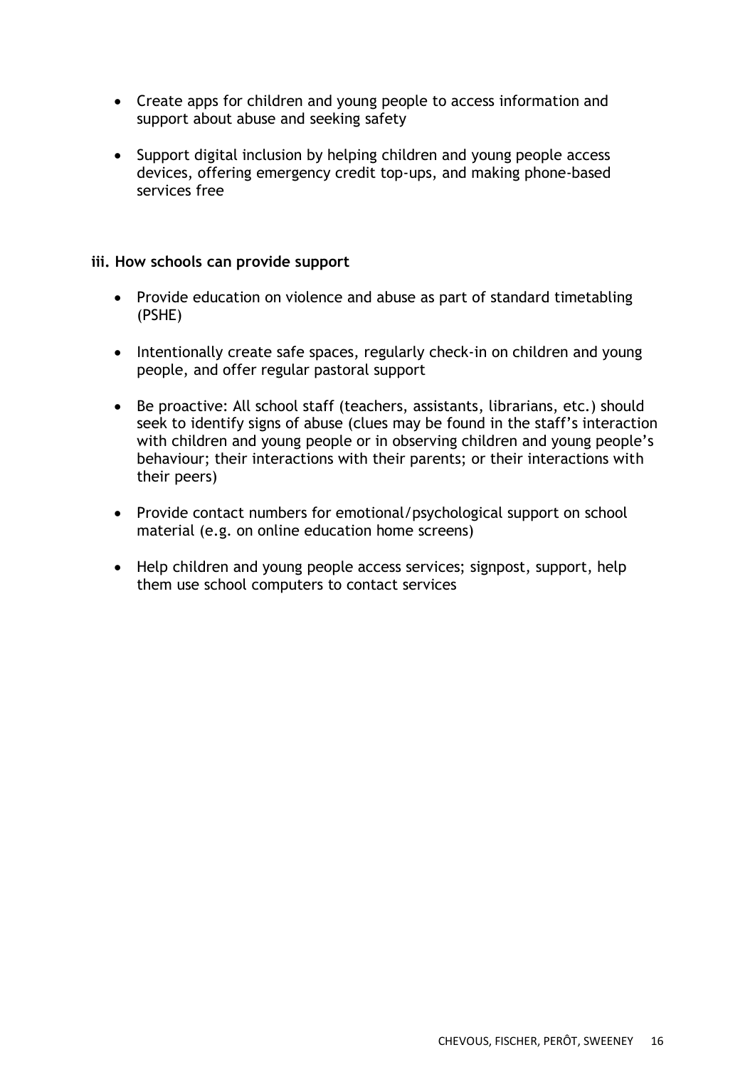- Create apps for children and young people to access information and support about abuse and seeking safety
- Support digital inclusion by helping children and young people access devices, offering emergency credit top-ups, and making phone-based services free

**iii. How schools can provide support**

- Provide education on violence and abuse as part of standard timetabling (PSHE)
- Intentionally create safe spaces, regularly check-in on children and young people, and offer regular pastoral support
- Be proactive: All school staff (teachers, assistants, librarians, etc.) should seek to identify signs of abuse (clues may be found in the staff's interaction with children and young people or in observing children and young people's behaviour; their interactions with their parents; or their interactions with their peers)
- Provide contact numbers for emotional/psychological support on school material (e.g. on online education home screens)
- Help children and young people access services; signpost, support, help them use school computers to contact services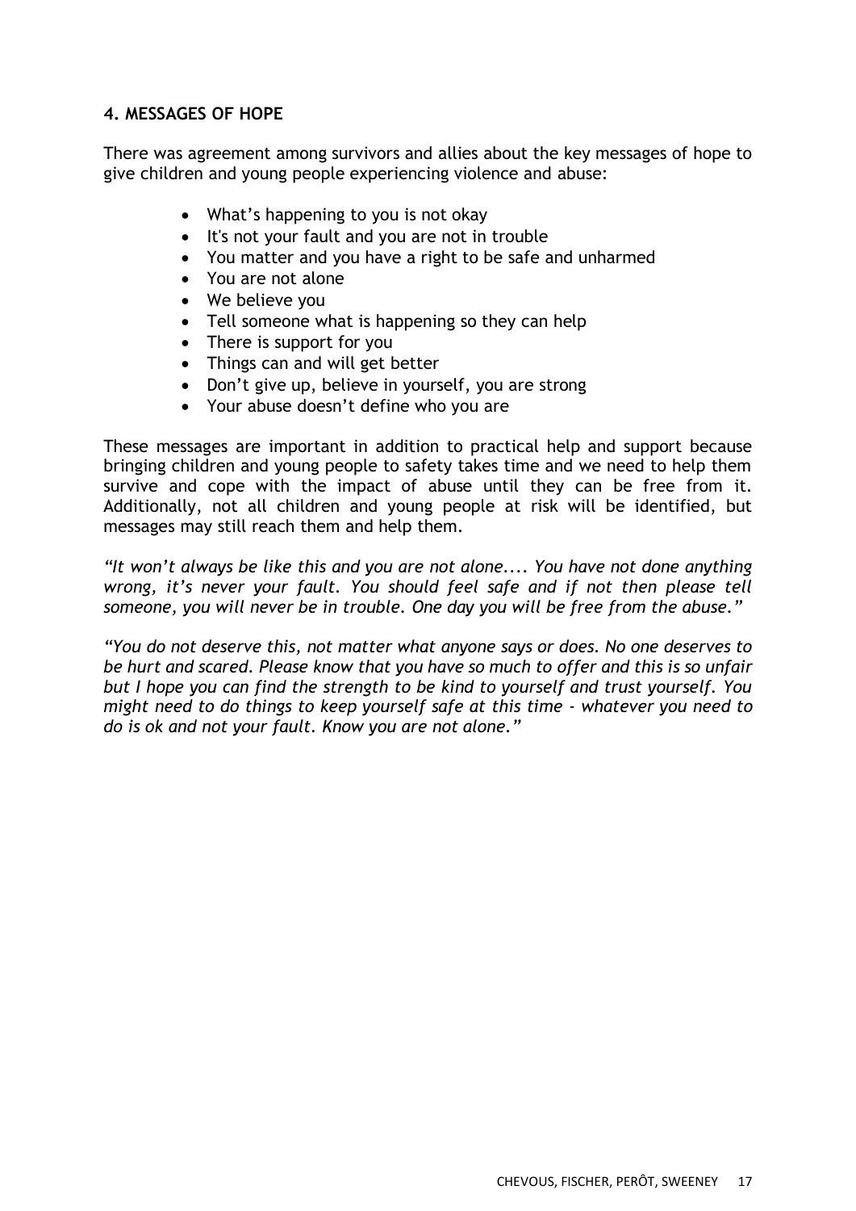## 4. MESSAGES OF HOPE

There was agreement among survivors and allies about the key messages of hope to give children and young people experiencing violence and abuse:

- What's happening to you is not okay
- It's not your fault and you are not in trouble
- You matter and you have a right to be safe and unharmed
- You are not alone
- We believe you
- Tell someone what is happening so they can help
- There is support for you
- Things can and will get better
- Don't give up, believe in yourself, you are strong
- Your abuse doesn't define who you are

These messages are important in addition to practical help and support because bringing children and young people to safety takes time and we need to help them survive and cope with the impact of abuse until they can be free from it. Additionally, not all children and young people at risk will be identified, but messages may still reach them and help them.

*"It won't always be like this and you are not alone.... You have not done anything wrong, it's never your fault. You should feel safe and if not then please tell someone, you will never be in trouble. One day you will be free from the abuse."*

*"You do not deserve this, not matter what anyone says or does. No one deserves to be hurt and scared. Please know that you have so much to offer and this is so unfair but I hope you can find the strength to be kind to yourself and trust yourself. You might need to do things to keep yourself safe at this time - whatever you need to do is ok and not your fault. Know you are not alone."*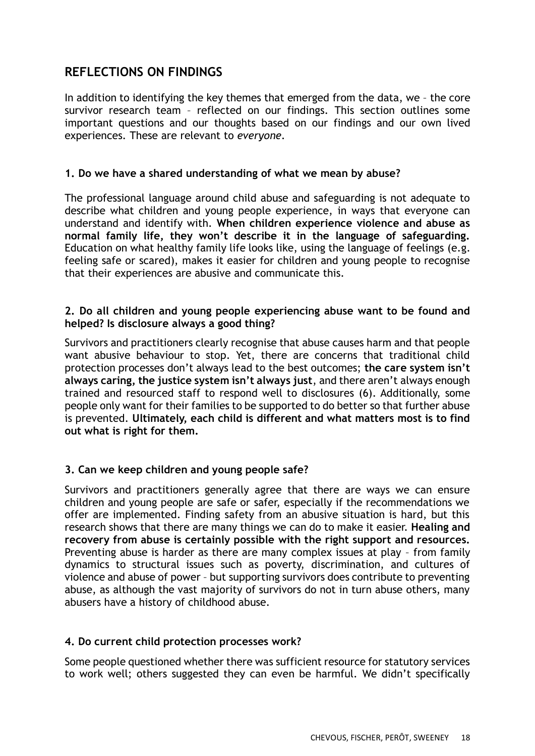## REFLECTIONS ON FINDINGS

In addition to identifying the key themes that emerged from the data, we – the core survivor research team – reflected on our findings. This section outlines some important questions and our thoughts based on our findings and our own lived experiences. These are relevant to *everyone*.

### 1. Do we have a shared understanding of what we mean by abuse?

The professional language around child abuse and safeguarding is not adequate to describe what children and young people experience, in ways that everyone can understand and identify with. **When children experience violence and abuse as normal family life, they won't describe it in the language of safeguarding.** Education on what healthy family life looks like, using the language of feelings (e.g. feeling safe or scared), makes it easier for children and young people to recognise that their experiences are abusive and communicate this.

### 2. Do all children and young people experiencing abuse want to be found and helped? Is disclosure always a good thing?

Survivors and practitioners clearly recognise that abuse causes harm and that people want abusive behaviour to stop. Yet, there are concerns that traditional child protection processes don't always lead to the best outcomes; **the care system isn't always caring, the justice system isn't always just**, and there aren't always enough trained and resourced staff to respond well to disclosures (6). Additionally, some people only want for their families to be supported to do better so that further abuse is prevented. **Ultimately, each child is different and what matters most is to find out what is right for them.**

### 3. Can we keep children and young people safe?

Survivors and practitioners generally agree that there are ways we can ensure children and young people are safe or safer, especially if the recommendations we offer are implemented. Finding safety from an abusive situation is hard, but this research shows that there are many things we can do to make it easier. **Healing and recovery from abuse is certainly possible with the right support and resources.** Preventing abuse is harder as there are many complex issues at play – from family dynamics to structural issues such as poverty, discrimination, and cultures of violence and abuse of power – but supporting survivors does contribute to preventing abuse, as although the vast majority of survivors do not in turn abuse others, many abusers have a history of childhood abuse.

### 4. Do current child protection processes work?

Some people questioned whether there was sufficient resource for statutory services to work well; others suggested they can even be harmful. We didn't specifically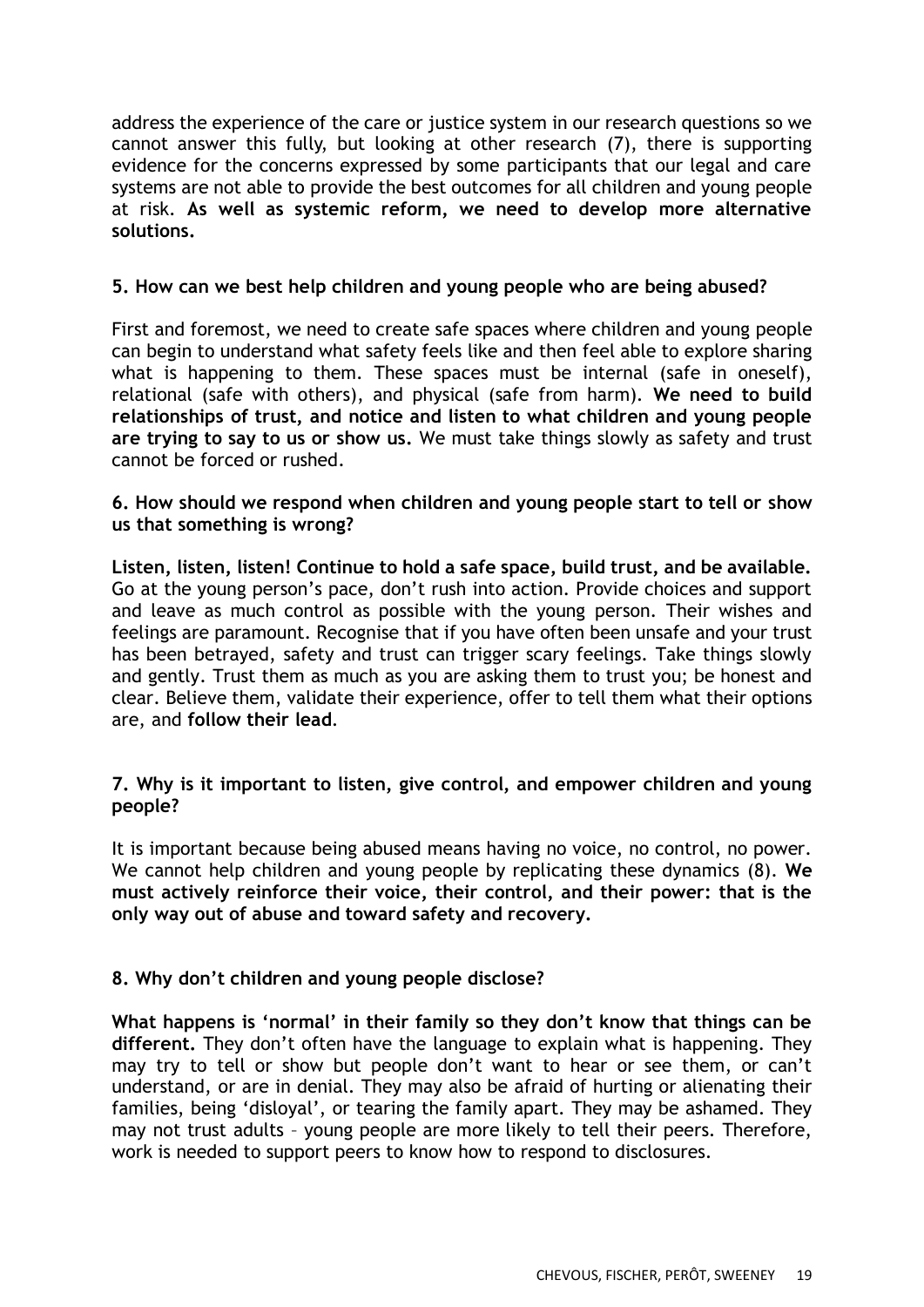address the experience of the care or justice system in our research questions so we cannot answer this fully, but looking at other research (7), there is supporting evidence for the concerns expressed by some participants that our legal and care systems are not able to provide the best outcomes for all children and young people at risk. **As well as systemic reform, we need to develop more alternative solutions.**

### 5. How can we best help children and young people who are being abused?

First and foremost, we need to create safe spaces where children and young people can begin to understand what safety feels like and then feel able to explore sharing what is happening to them. These spaces must be internal (safe in oneself), relational (safe with others), and physical (safe from harm). **We need to build relationships of trust, and notice and listen to what children and young people are trying to say to us or show us.** We must take things slowly as safety and trust cannot be forced or rushed.

### 6. How should we respond when children and young people start to tell or show us that something is wrong?

**Listen, listen, listen! Continue to hold a safe space, build trust, and be available.** Go at the young person's pace, don't rush into action. Provide choices and support and leave as much control as possible with the young person. Their wishes and feelings are paramount. Recognise that if you have often been unsafe and your trust has been betrayed, safety and trust can trigger scary feelings. Take things slowly and gently. Trust them as much as you are asking them to trust you; be honest and clear. Believe them, validate their experience, offer to tell them what their options are, and **follow their lead**.

### 7. Why is it important to listen, give control, and empower children and young people?

It is important because being abused means having no voice, no control, no power. We cannot help children and young people by replicating these dynamics (8). **We must actively reinforce their voice, their control, and their power: that is the only way out of abuse and toward safety and recovery.**

### 8. Why don't children and young people disclose?

**What happens is 'normal' in their family so they don't know that things can be different.** They don't often have the language to explain what is happening. They may try to tell or show but people don't want to hear or see them, or can't understand, or are in denial. They may also be afraid of hurting or alienating their families, being 'disloyal', or tearing the family apart. They may be ashamed. They may not trust adults – young people are more likely to tell their peers. Therefore, work is needed to support peers to know how to respond to disclosures.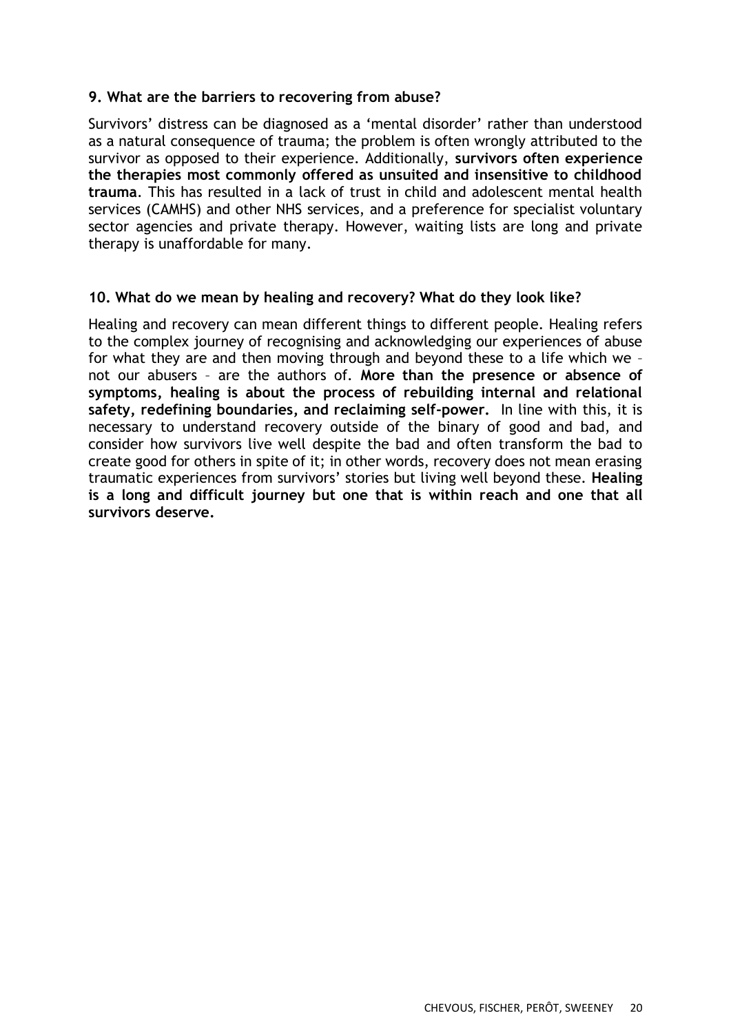### 9. What are the barriers to recovering from abuse?

Survivors' distress can be diagnosed as a 'mental disorder' rather than understood as a natural consequence of trauma; the problem is often wrongly attributed to the survivor as opposed to their experience. Additionally, **survivors often experience the therapies most commonly offered as unsuited and insensitive to childhood trauma**. This has resulted in a lack of trust in child and adolescent mental health services (CAMHS) and other NHS services, and a preference for specialist voluntary sector agencies and private therapy. However, waiting lists are long and private therapy is unaffordable for many.

### 10. What do we mean by healing and recovery? What do they look like?

Healing and recovery can mean different things to different people. Healing refers to the complex journey of recognising and acknowledging our experiences of abuse for what they are and then moving through and beyond these to a life which we – not our abusers – are the authors of. **More than the presence or absence of symptoms, healing is about the process of rebuilding internal and relational safety, redefining boundaries, and reclaiming self-power.** In line with this, it is necessary to understand recovery outside of the binary of good and bad, and consider how survivors live well despite the bad and often transform the bad to create good for others in spite of it; in other words, recovery does not mean erasing traumatic experiences from survivors' stories but living well beyond these. **Healing is a long and difficult journey but one that is within reach and one that all survivors deserve.**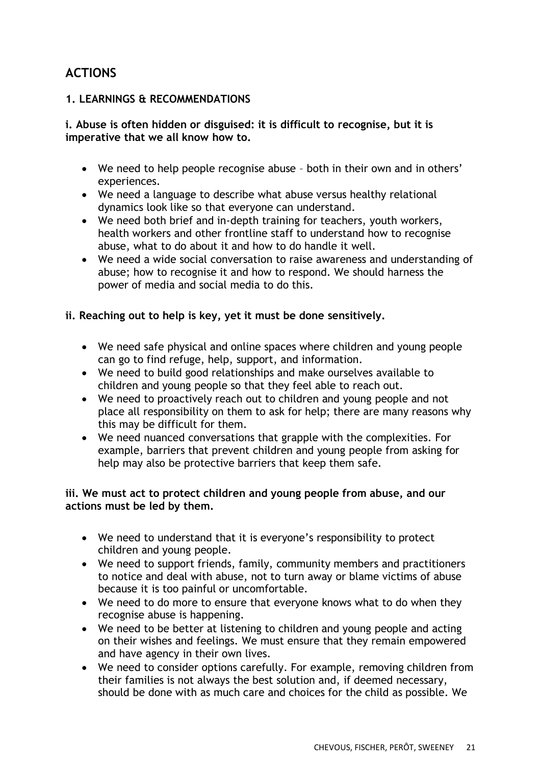# ACTIONS

## 1. LEARNINGS & RECOMMENDATIONS

### i. Abuse is often hidden or disguised: it is difficult to recognise, but it is imperative that we all know how to.

- We need to help people recognise abuse – both in their own and in others' experiences.
- We need a language to describe what abuse versus healthy relational dynamics look like so that everyone can understand.
- We need both brief and in-depth training for teachers, youth workers, health workers and other frontline staff to understand how to recognise abuse, what to do about it and how to do handle it well.
- We need a wide social conversation to raise awareness and understanding of abuse; how to recognise it and how to respond. We should harness the power of media and social media to do this.

### ii. Reaching out to help is key, yet it must be done sensitively.

- We need safe physical and online spaces where children and young people can go to find refuge, help, support, and information.
- We need to build good relationships and make ourselves available to children and young people so that they feel able to reach out.
- We need to proactively reach out to children and young people and not place all responsibility on them to ask for help; there are many reasons why this may be difficult for them.
- We need nuanced conversations that grapple with the complexities. For example, barriers that prevent children and young people from asking for help may also be protective barriers that keep them safe.

### iii. We must act to protect children and young people from abuse, and our actions must be led by them.

- We need to understand that it is everyone's responsibility to protect children and young people.
- We need to support friends, family, community members and practitioners to notice and deal with abuse, not to turn away or blame victims of abuse because it is too painful or uncomfortable.
- We need to do more to ensure that everyone knows what to do when they recognise abuse is happening.
- We need to be better at listening to children and young people and acting on their wishes and feelings. We must ensure that they remain empowered and have agency in their own lives.
- We need to consider options carefully. For example, removing children from their families is not always the best solution and, if deemed necessary, should be done with as much care and choices for the child as possible. We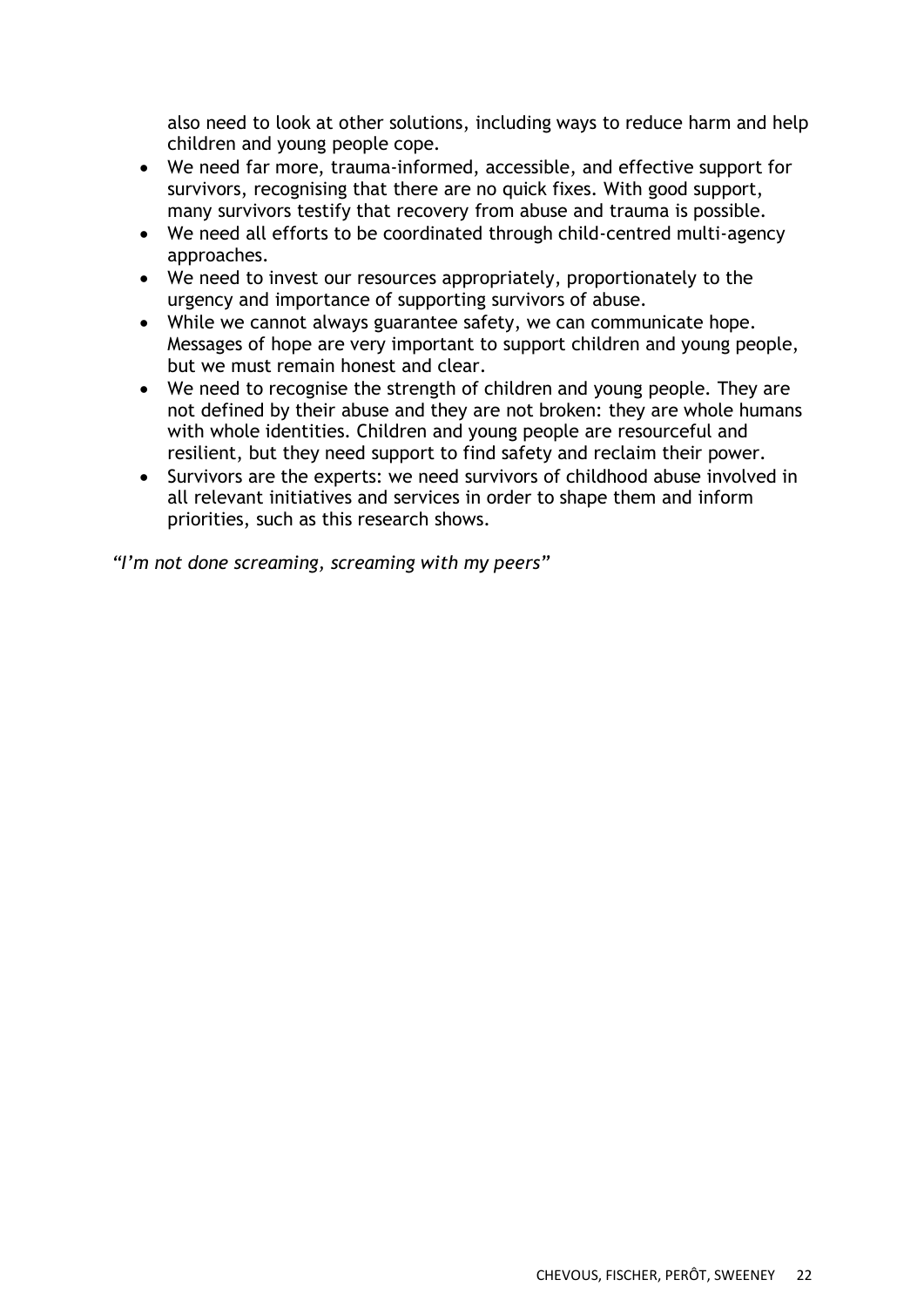also need to look at other solutions, including ways to reduce harm and help children and young people cope.

- We need far more, trauma-informed, accessible, and effective support for survivors, recognising that there are no quick fixes. With good support, many survivors testify that recovery from abuse and trauma is possible.
- We need all efforts to be coordinated through child-centred multi-agency approaches.
- We need to invest our resources appropriately, proportionately to the urgency and importance of supporting survivors of abuse.
- While we cannot always guarantee safety, we can communicate hope. Messages of hope are very important to support children and young people, but we must remain honest and clear.
- We need to recognise the strength of children and young people. They are not defined by their abuse and they are not broken: they are whole humans with whole identities. Children and young people are resourceful and resilient, but they need support to find safety and reclaim their power.
- Survivors are the experts: we need survivors of childhood abuse involved in all relevant initiatives and services in order to shape them and inform priorities, such as this research shows.

*“I’m not done screaming, screaming with my peers”*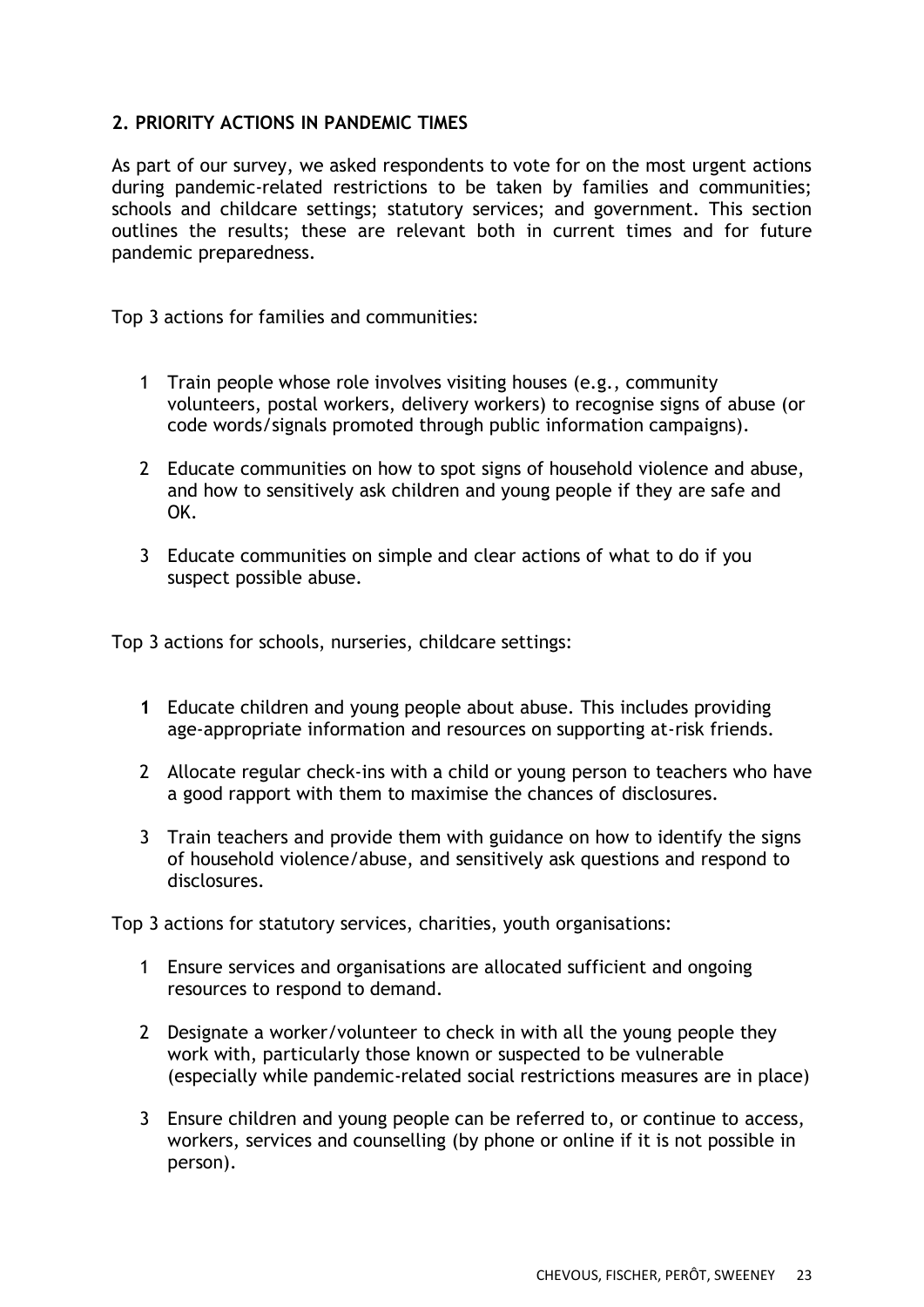## 2. PRIORITY ACTIONS IN PANDEMIC TIMES

As part of our survey, we asked respondents to vote for on the most urgent actions during pandemic-related restrictions to be taken by families and communities; schools and childcare settings; statutory services; and government. This section outlines the results; these are relevant both in current times and for future pandemic preparedness.

Top 3 actions for families and communities:

1. Train people whose role involves visiting houses (e.g., community volunteers, postal workers, delivery workers) to recognise signs of abuse (or code words/signals promoted through public information campaigns).
2. Educate communities on how to spot signs of household violence and abuse, and how to sensitively ask children and young people if they are safe and OK.
3. Educate communities on simple and clear actions of what to do if you suspect possible abuse.

Top 3 actions for schools, nurseries, childcare settings:

1. Educate children and young people about abuse. This includes providing age-appropriate information and resources on supporting at-risk friends.
2. Allocate regular check-ins with a child or young person to teachers who have a good rapport with them to maximise the chances of disclosures.
3. Train teachers and provide them with guidance on how to identify the signs of household violence/abuse, and sensitively ask questions and respond to disclosures.

Top 3 actions for statutory services, charities, youth organisations:

1. Ensure services and organisations are allocated sufficient and ongoing resources to respond to demand.
2. Designate a worker/volunteer to check in with all the young people they work with, particularly those known or suspected to be vulnerable (especially while pandemic-related social restrictions measures are in place)
3. Ensure children and young people can be referred to, or continue to access, workers, services and counselling (by phone or online if it is not possible in person).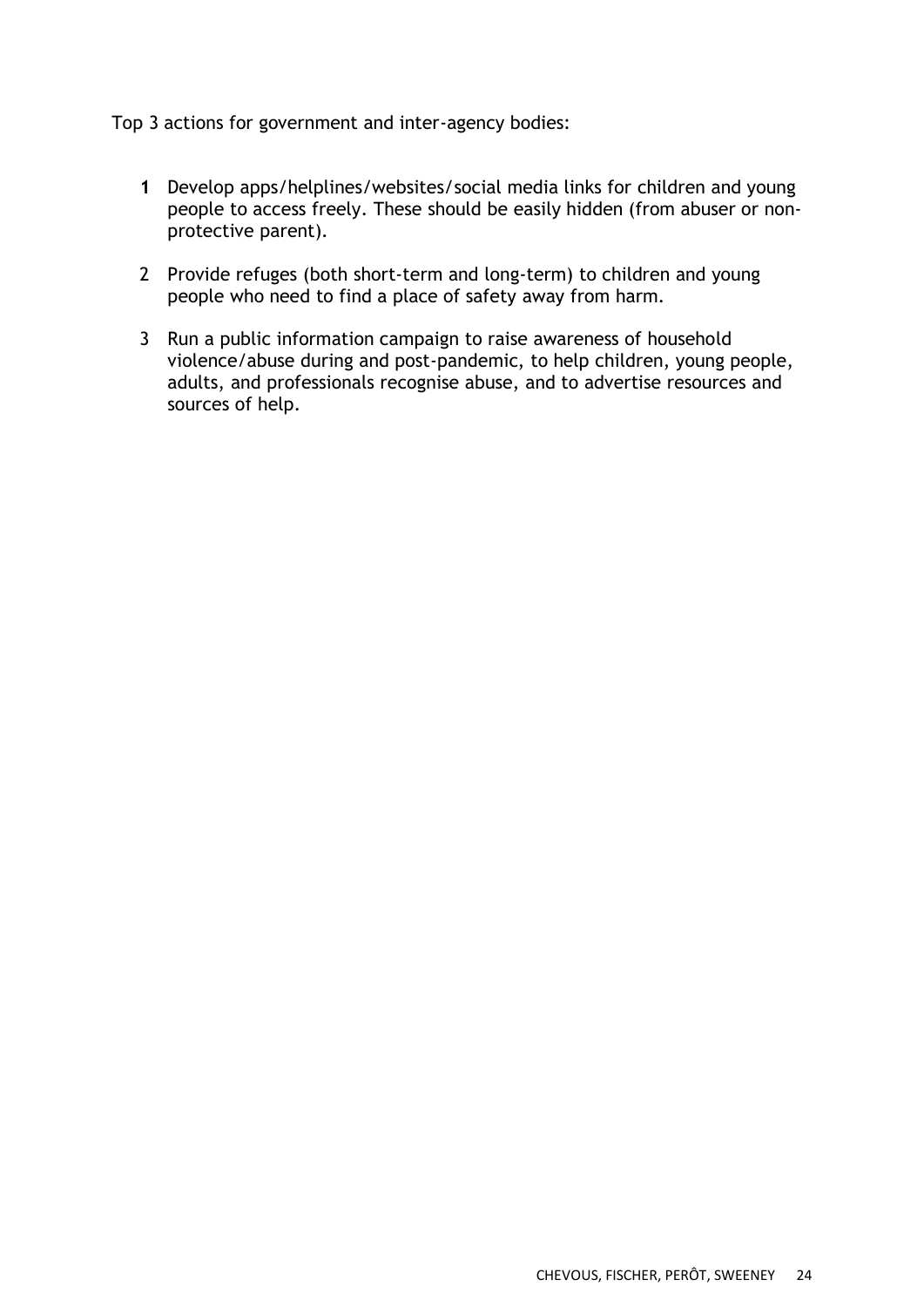Top 3 actions for government and inter-agency bodies:

1. Develop apps/helplines/websites/social media links for children and young people to access freely. These should be easily hidden (from abuser or non-protective parent).
2. Provide refuges (both short-term and long-term) to children and young people who need to find a place of safety away from harm.
3. Run a public information campaign to raise awareness of household violence/abuse during and post-pandemic, to help children, young people, adults, and professionals recognise abuse, and to advertise resources and sources of help.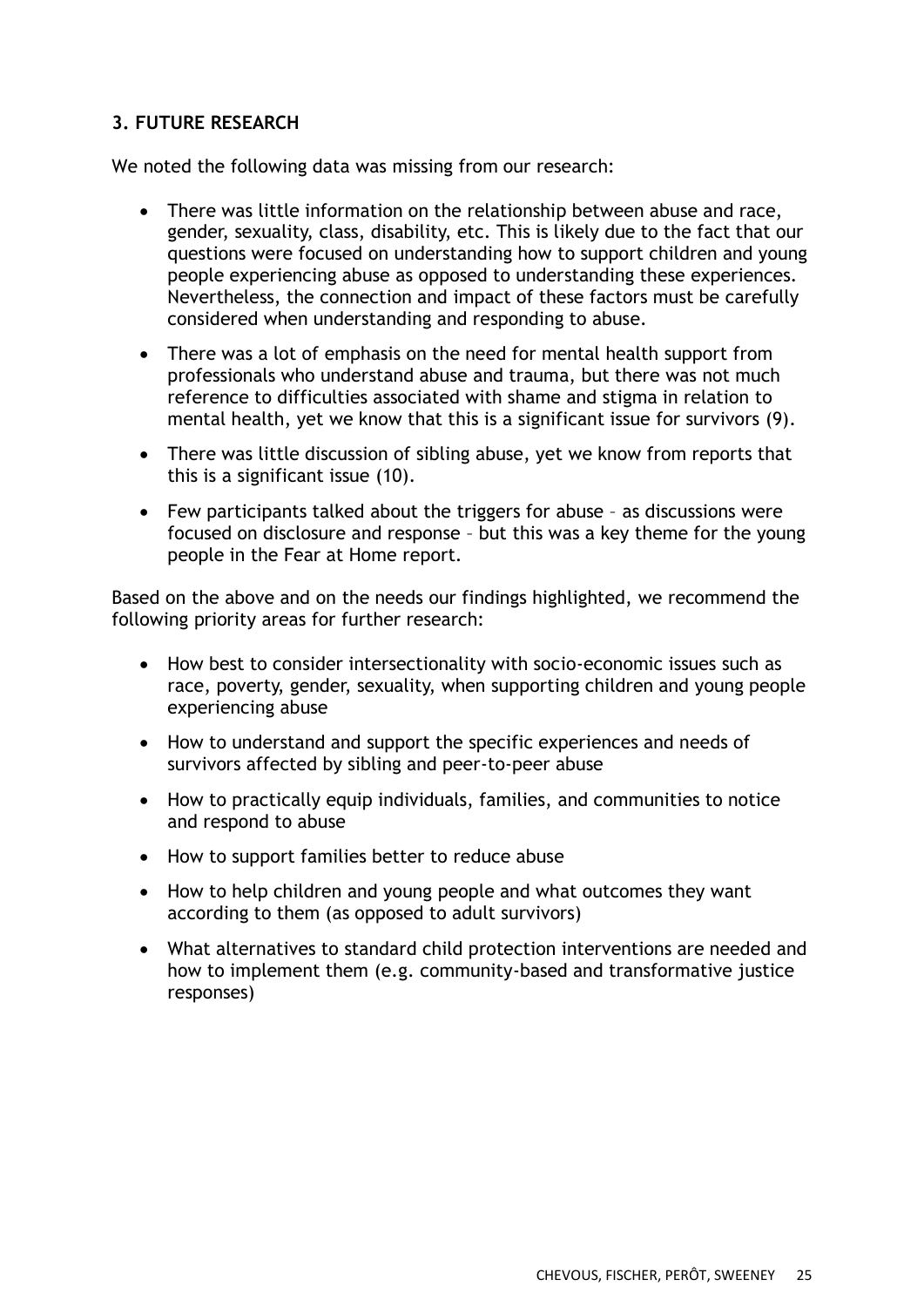## 3. FUTURE RESEARCH

We noted the following data was missing from our research:

- There was little information on the relationship between abuse and race, gender, sexuality, class, disability, etc. This is likely due to the fact that our questions were focused on understanding how to support children and young people experiencing abuse as opposed to understanding these experiences. Nevertheless, the connection and impact of these factors must be carefully considered when understanding and responding to abuse.
- There was a lot of emphasis on the need for mental health support from professionals who understand abuse and trauma, but there was not much reference to difficulties associated with shame and stigma in relation to mental health, yet we know that this is a significant issue for survivors (9).
- There was little discussion of sibling abuse, yet we know from reports that this is a significant issue (10).
- Few participants talked about the triggers for abuse – as discussions were focused on disclosure and response – but this was a key theme for the young people in the Fear at Home report.

Based on the above and on the needs our findings highlighted, we recommend the following priority areas for further research:

- How best to consider intersectionality with socio-economic issues such as race, poverty, gender, sexuality, when supporting children and young people experiencing abuse
- How to understand and support the specific experiences and needs of survivors affected by sibling and peer-to-peer abuse
- How to practically equip individuals, families, and communities to notice and respond to abuse
- How to support families better to reduce abuse
- How to help children and young people and what outcomes they want according to them (as opposed to adult survivors)
- What alternatives to standard child protection interventions are needed and how to implement them (e.g. community-based and transformative justice responses)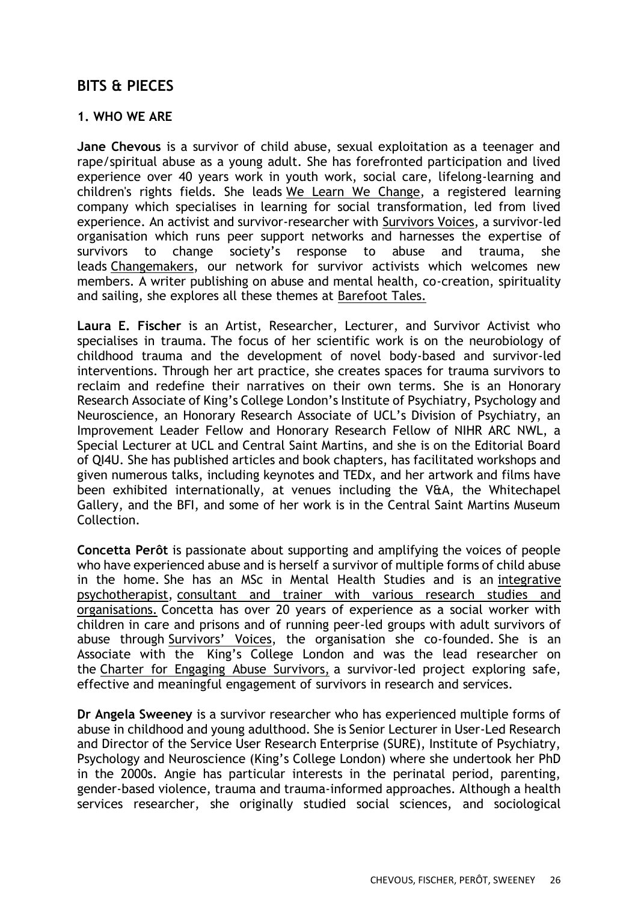## BITS & PIECES

### 1. WHO WE ARE

**Jane Chevous** is a survivor of child abuse, sexual exploitation as a teenager and rape/spiritual abuse as a young adult. She has forefronted participation and lived experience over 40 years work in youth work, social care, lifelong-learning and children's rights fields. She leads We Learn We Change, a registered learning company which specialises in learning for social transformation, led from lived experience. An activist and survivor-researcher with Survivors Voices, a survivor-led organisation which runs peer support networks and harnesses the expertise of survivors to change society's response to abuse and trauma, she leads Changemakers, our network for survivor activists which welcomes new members. A writer publishing on abuse and mental health, co-creation, spirituality and sailing, she explores all these themes at Barefoot Tales.

**Laura E. Fischer** is an Artist, Researcher, Lecturer, and Survivor Activist who specialises in trauma. The focus of her scientific work is on the neurobiology of childhood trauma and the development of novel body-based and survivor-led interventions. Through her art practice, she creates spaces for trauma survivors to reclaim and redefine their narratives on their own terms. She is an Honorary Research Associate of King's College London's Institute of Psychiatry, Psychology and Neuroscience, an Honorary Research Associate of UCL's Division of Psychiatry, an Improvement Leader Fellow and Honorary Research Fellow of NIHR ARC NWL, a Special Lecturer at UCL and Central Saint Martins, and she is on the Editorial Board of QI4U. She has published articles and book chapters, has facilitated workshops and given numerous talks, including keynotes and TEDx, and her artwork and films have been exhibited internationally, at venues including the V&A, the Whitechapel Gallery, and the BFI, and some of her work is in the Central Saint Martins Museum Collection.

**Concetta Perôt** is passionate about supporting and amplifying the voices of people who have experienced abuse and is herself a survivor of multiple forms of child abuse in the home. She has an MSc in Mental Health Studies and is an integrative psychotherapist, consultant and trainer with various research studies and organisations. Concetta has over 20 years of experience as a social worker with children in care and prisons and of running peer-led groups with adult survivors of abuse through Survivors' Voices, the organisation she co-founded. She is an Associate with the King's College London and was the lead researcher on the Charter for Engaging Abuse Survivors, a survivor-led project exploring safe, effective and meaningful engagement of survivors in research and services.

**Dr Angela Sweeney** is a survivor researcher who has experienced multiple forms of abuse in childhood and young adulthood. She is Senior Lecturer in User-Led Research and Director of the Service User Research Enterprise (SURE), Institute of Psychiatry, Psychology and Neuroscience (King's College London) where she undertook her PhD in the 2000s. Angie has particular interests in the perinatal period, parenting, gender-based violence, trauma and trauma-informed approaches. Although a health services researcher, she originally studied social sciences, and sociological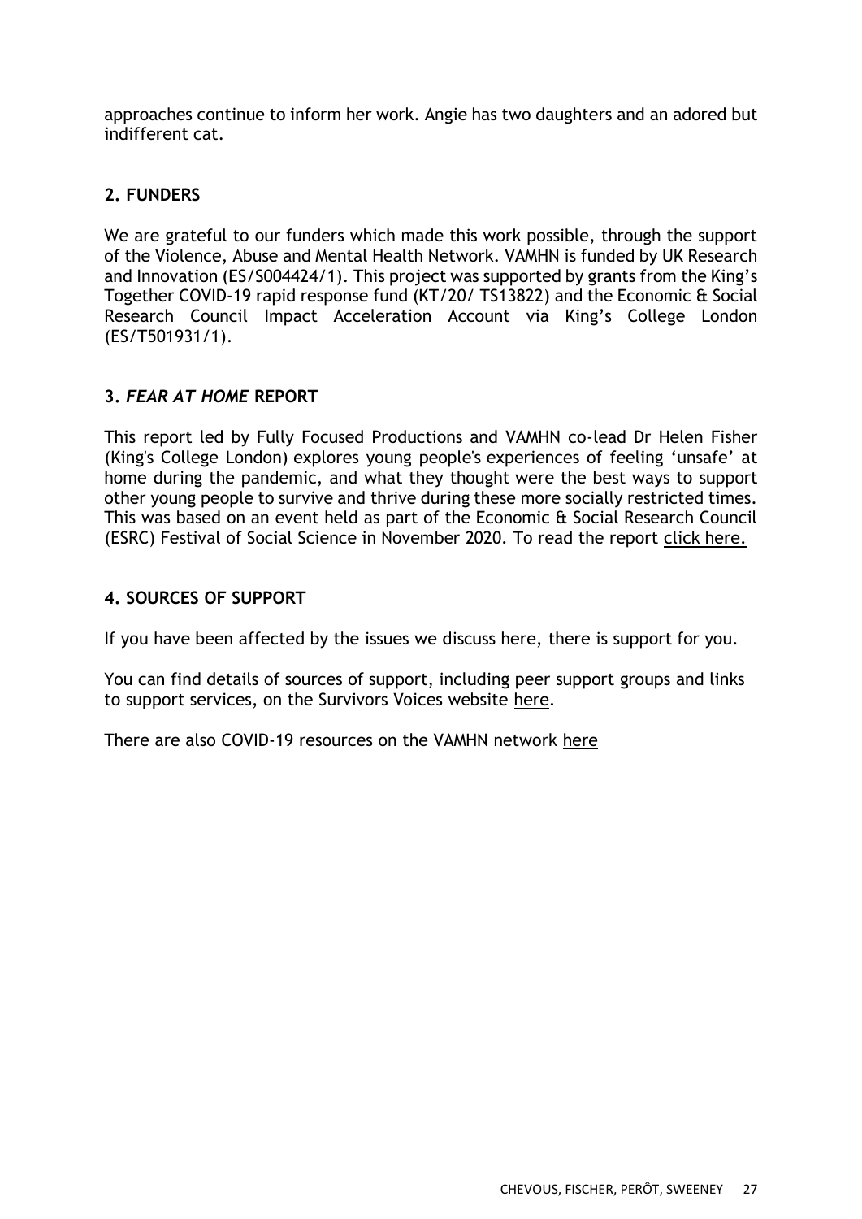approaches continue to inform her work. Angie has two daughters and an adored but indifferent cat.

## 2. FUNDERS

We are grateful to our funders which made this work possible, through the support of the Violence, Abuse and Mental Health Network. VAMHN is funded by UK Research and Innovation (ES/S004424/1). This project was supported by grants from the King's Together COVID-19 rapid response fund (KT/20/ TS13822) and the Economic & Social Research Council Impact Acceleration Account via King's College London (ES/T501931/1).

## 3. *FEAR AT HOME* REPORT

This report led by Fully Focused Productions and VAMHN co-lead Dr Helen Fisher (King's College London) explores young people's experiences of feeling 'unsafe' at home during the pandemic, and what they thought were the best ways to support other young people to survive and thrive during these more socially restricted times. This was based on an event held as part of the Economic & Social Research Council (ESRC) Festival of Social Science in November 2020. To read the report click here.

## 4. SOURCES OF SUPPORT

If you have been affected by the issues we discuss here, there is support for you.

You can find details of sources of support, including peer support groups and links to support services, on the Survivors Voices website here.

There are also COVID-19 resources on the VAMHN network here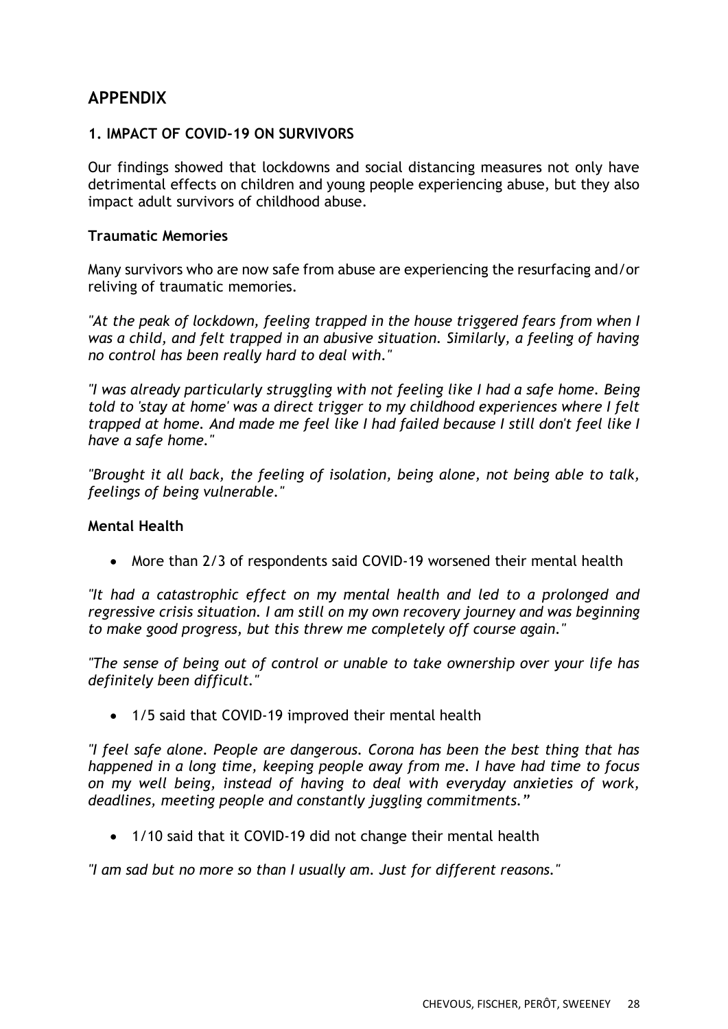# APPENDIX

### 1. IMPACT OF COVID-19 ON SURVIVORS

Our findings showed that lockdowns and social distancing measures not only have detrimental effects on children and young people experiencing abuse, but they also impact adult survivors of childhood abuse.

#### Traumatic Memories

Many survivors who are now safe from abuse are experiencing the resurfacing and/or reliving of traumatic memories.

*"At the peak of lockdown, feeling trapped in the house triggered fears from when I was a child, and felt trapped in an abusive situation. Similarly, a feeling of having no control has been really hard to deal with."*

*"I was already particularly struggling with not feeling like I had a safe home. Being told to 'stay at home' was a direct trigger to my childhood experiences where I felt trapped at home. And made me feel like I had failed because I still don't feel like I have a safe home."*

*"Brought it all back, the feeling of isolation, being alone, not being able to talk, feelings of being vulnerable."*

#### Mental Health

- More than 2/3 of respondents said COVID-19 worsened their mental health

*"It had a catastrophic effect on my mental health and led to a prolonged and regressive crisis situation. I am still on my own recovery journey and was beginning to make good progress, but this threw me completely off course again."*

*"The sense of being out of control or unable to take ownership over your life has definitely been difficult."*

- 1/5 said that COVID-19 improved their mental health

*"I feel safe alone. People are dangerous. Corona has been the best thing that has happened in a long time, keeping people away from me. I have had time to focus on my well being, instead of having to deal with everyday anxieties of work, deadlines, meeting people and constantly juggling commitments."*

- 1/10 said that it COVID-19 did not change their mental health

*"I am sad but no more so than I usually am. Just for different reasons."*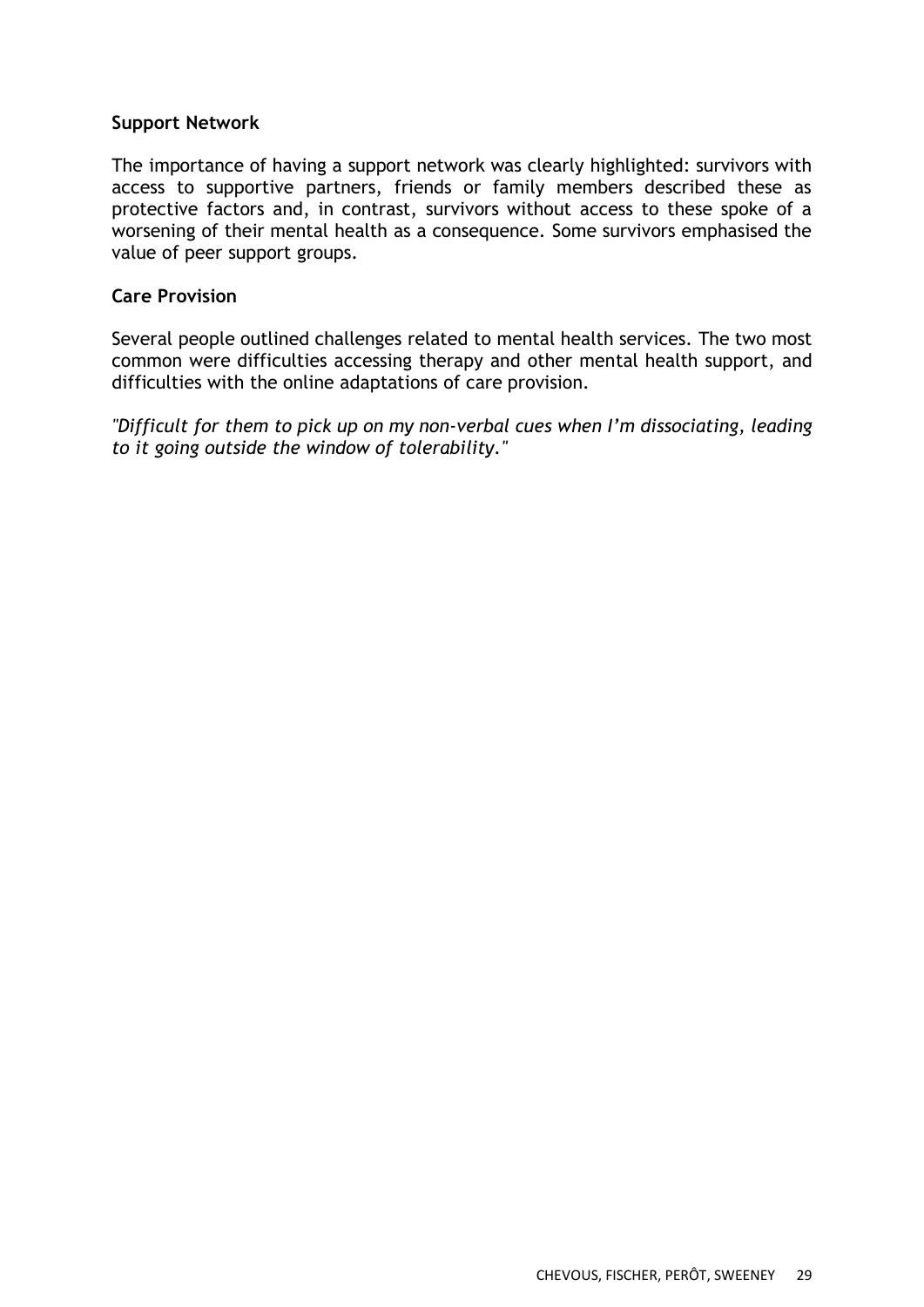**Support Network**

The importance of having a support network was clearly highlighted: survivors with access to supportive partners, friends or family members described these as protective factors and, in contrast, survivors without access to these spoke of a worsening of their mental health as a consequence. Some survivors emphasised the value of peer support groups.

**Care Provision**

Several people outlined challenges related to mental health services. The two most common were difficulties accessing therapy and other mental health support, and difficulties with the online adaptations of care provision.

*"Difficult for them to pick up on my non-verbal cues when I'm dissociating, leading to it going outside the window of tolerability."*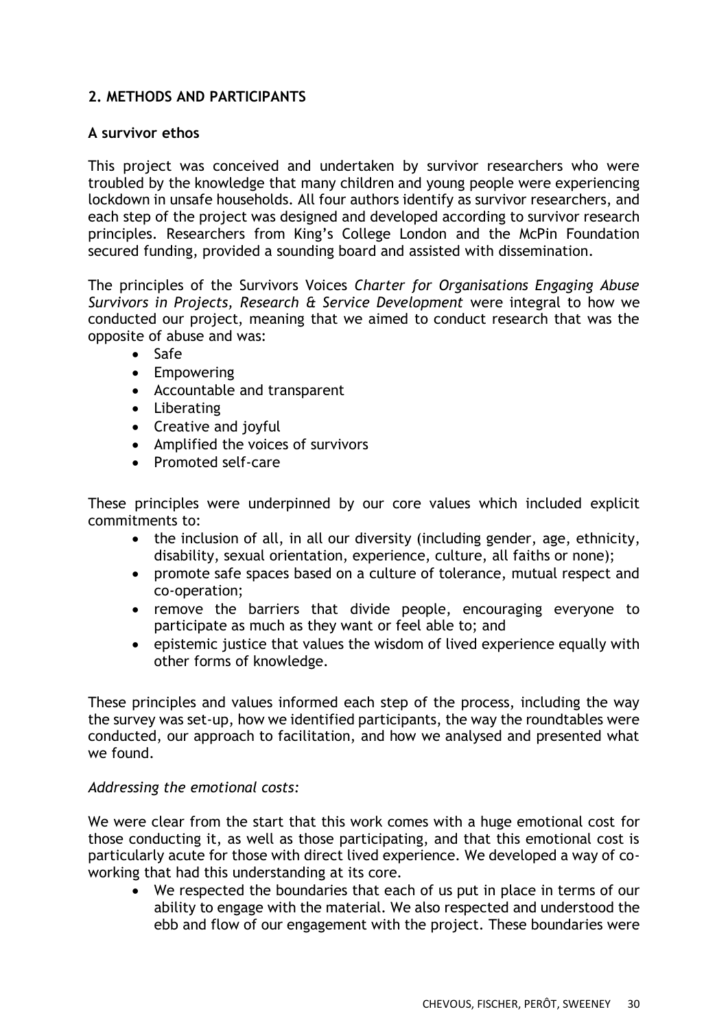## 2. METHODS AND PARTICIPANTS

### A survivor ethos

This project was conceived and undertaken by survivor researchers who were troubled by the knowledge that many children and young people were experiencing lockdown in unsafe households. All four authors identify as survivor researchers, and each step of the project was designed and developed according to survivor research principles. Researchers from King's College London and the McPin Foundation secured funding, provided a sounding board and assisted with dissemination.

The principles of the Survivors Voices *Charter for Organisations Engaging Abuse Survivors in Projects, Research & Service Development* were integral to how we conducted our project, meaning that we aimed to conduct research that was the opposite of abuse and was:

- Safe
- Empowering
- Accountable and transparent
- Liberating
- Creative and joyful
- Amplified the voices of survivors
- Promoted self-care

These principles were underpinned by our core values which included explicit commitments to:

- the inclusion of all, in all our diversity (including gender, age, ethnicity, disability, sexual orientation, experience, culture, all faiths or none);
- promote safe spaces based on a culture of tolerance, mutual respect and co-operation;
- remove the barriers that divide people, encouraging everyone to participate as much as they want or feel able to; and
- epistemic justice that values the wisdom of lived experience equally with other forms of knowledge.

These principles and values informed each step of the process, including the way the survey was set-up, how we identified participants, the way the roundtables were conducted, our approach to facilitation, and how we analysed and presented what we found.

*Addressing the emotional costs:*

We were clear from the start that this work comes with a huge emotional cost for those conducting it, as well as those participating, and that this emotional cost is particularly acute for those with direct lived experience. We developed a way of co-working that had this understanding at its core.

- We respected the boundaries that each of us put in place in terms of our ability to engage with the material. We also respected and understood the ebb and flow of our engagement with the project. These boundaries were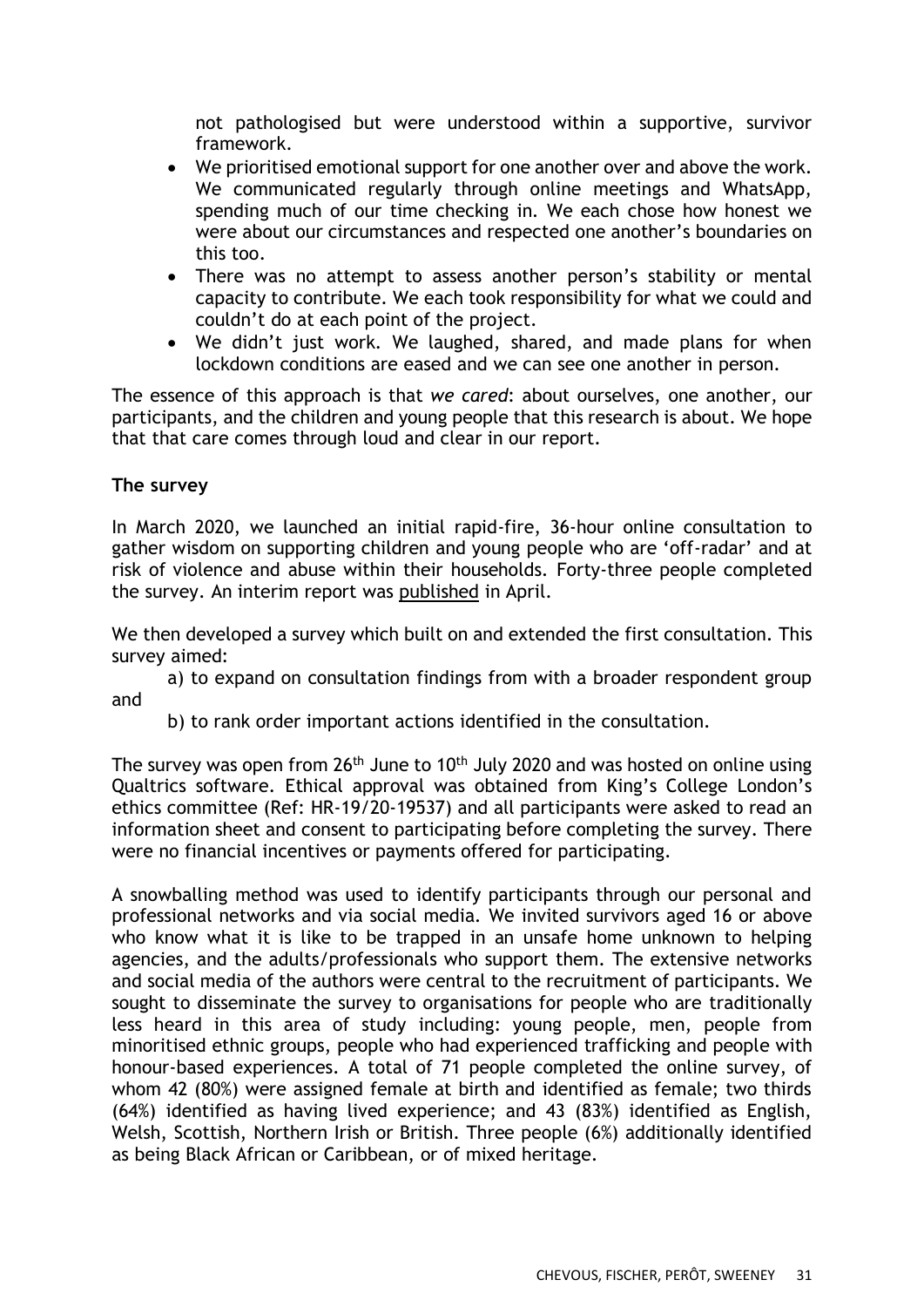not pathologised but were understood within a supportive, survivor framework.

- We prioritised emotional support for one another over and above the work. We communicated regularly through online meetings and WhatsApp, spending much of our time checking in. We each chose how honest we were about our circumstances and respected one another's boundaries on this too.
- There was no attempt to assess another person's stability or mental capacity to contribute. We each took responsibility for what we could and couldn't do at each point of the project.
- We didn't just work. We laughed, shared, and made plans for when lockdown conditions are eased and we can see one another in person.

The essence of this approach is that *we cared*: about ourselves, one another, our participants, and the children and young people that this research is about. We hope that that care comes through loud and clear in our report.

**The survey**

In March 2020, we launched an initial rapid-fire, 36-hour online consultation to gather wisdom on supporting children and young people who are 'off-radar' and at risk of violence and abuse within their households. Forty-three people completed the survey. An interim report was published in April.

We then developed a survey which built on and extended the first consultation. This survey aimed:

a) to expand on consultation findings from with a broader respondent group and

b) to rank order important actions identified in the consultation.

The survey was open from 26th June to 10th July 2020 and was hosted on online using Qualtrics software. Ethical approval was obtained from King's College London's ethics committee (Ref: HR-19/20-19537) and all participants were asked to read an information sheet and consent to participating before completing the survey. There were no financial incentives or payments offered for participating.

A snowballing method was used to identify participants through our personal and professional networks and via social media. We invited survivors aged 16 or above who know what it is like to be trapped in an unsafe home unknown to helping agencies, and the adults/professionals who support them. The extensive networks and social media of the authors were central to the recruitment of participants. We sought to disseminate the survey to organisations for people who are traditionally less heard in this area of study including: young people, men, people from minoritised ethnic groups, people who had experienced trafficking and people with honour-based experiences. A total of 71 people completed the online survey, of whom 42 (80%) were assigned female at birth and identified as female; two thirds (64%) identified as having lived experience; and 43 (83%) identified as English, Welsh, Scottish, Northern Irish or British. Three people (6%) additionally identified as being Black African or Caribbean, or of mixed heritage.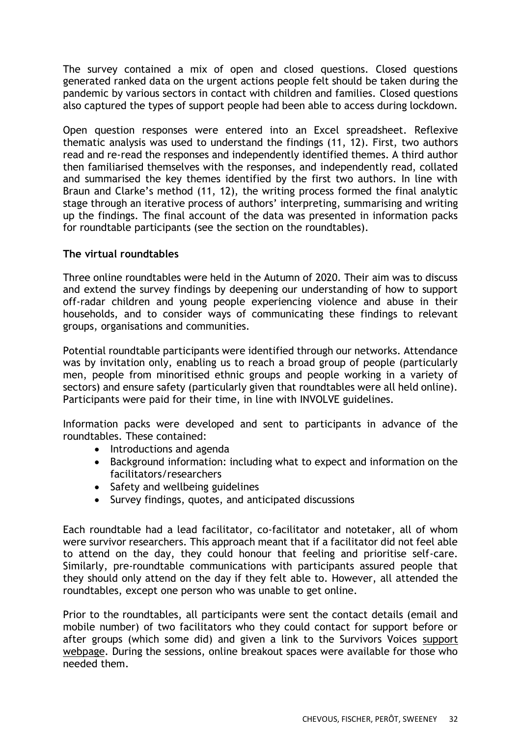The survey contained a mix of open and closed questions. Closed questions generated ranked data on the urgent actions people felt should be taken during the pandemic by various sectors in contact with children and families. Closed questions also captured the types of support people had been able to access during lockdown.

Open question responses were entered into an Excel spreadsheet. Reflexive thematic analysis was used to understand the findings (11, 12). First, two authors read and re-read the responses and independently identified themes. A third author then familiarised themselves with the responses, and independently read, collated and summarised the key themes identified by the first two authors. In line with Braun and Clarke's method (11, 12), the writing process formed the final analytic stage through an iterative process of authors' interpreting, summarising and writing up the findings. The final account of the data was presented in information packs for roundtable participants (see the section on the roundtables).

**The virtual roundtables**

Three online roundtables were held in the Autumn of 2020. Their aim was to discuss and extend the survey findings by deepening our understanding of how to support off-radar children and young people experiencing violence and abuse in their households, and to consider ways of communicating these findings to relevant groups, organisations and communities.

Potential roundtable participants were identified through our networks. Attendance was by invitation only, enabling us to reach a broad group of people (particularly men, people from minoritised ethnic groups and people working in a variety of sectors) and ensure safety (particularly given that roundtables were all held online). Participants were paid for their time, in line with INVOLVE guidelines.

Information packs were developed and sent to participants in advance of the roundtables. These contained:

- Introductions and agenda
- Background information: including what to expect and information on the facilitators/researchers
- Safety and wellbeing guidelines
- Survey findings, quotes, and anticipated discussions

Each roundtable had a lead facilitator, co-facilitator and notetaker, all of whom were survivor researchers. This approach meant that if a facilitator did not feel able to attend on the day, they could honour that feeling and prioritise self-care. Similarly, pre-roundtable communications with participants assured people that they should only attend on the day if they felt able to. However, all attended the roundtables, except one person who was unable to get online.

Prior to the roundtables, all participants were sent the contact details (email and mobile number) of two facilitators who they could contact for support before or after groups (which some did) and given a link to the Survivors Voices support webpage. During the sessions, online breakout spaces were available for those who needed them.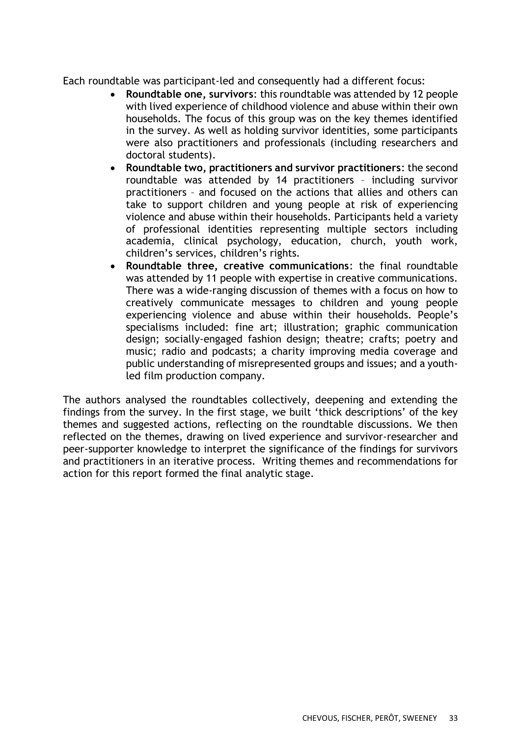Each roundtable was participant-led and consequently had a different focus:

- **Roundtable one, survivors**: this roundtable was attended by 12 people with lived experience of childhood violence and abuse within their own households. The focus of this group was on the key themes identified in the survey. As well as holding survivor identities, some participants were also practitioners and professionals (including researchers and doctoral students).
- **Roundtable two, practitioners and survivor practitioners**: the second roundtable was attended by 14 practitioners – including survivor practitioners – and focused on the actions that allies and others can take to support children and young people at risk of experiencing violence and abuse within their households. Participants held a variety of professional identities representing multiple sectors including academia, clinical psychology, education, church, youth work, children's services, children's rights.
- **Roundtable three, creative communications**: the final roundtable was attended by 11 people with expertise in creative communications. There was a wide-ranging discussion of themes with a focus on how to creatively communicate messages to children and young people experiencing violence and abuse within their households. People's specialisms included: fine art; illustration; graphic communication design; socially-engaged fashion design; theatre; crafts; poetry and music; radio and podcasts; a charity improving media coverage and public understanding of misrepresented groups and issues; and a youth-led film production company.

The authors analysed the roundtables collectively, deepening and extending the findings from the survey. In the first stage, we built 'thick descriptions' of the key themes and suggested actions, reflecting on the roundtable discussions. We then reflected on the themes, drawing on lived experience and survivor-researcher and peer-supporter knowledge to interpret the significance of the findings for survivors and practitioners in an iterative process. Writing themes and recommendations for action for this report formed the final analytic stage.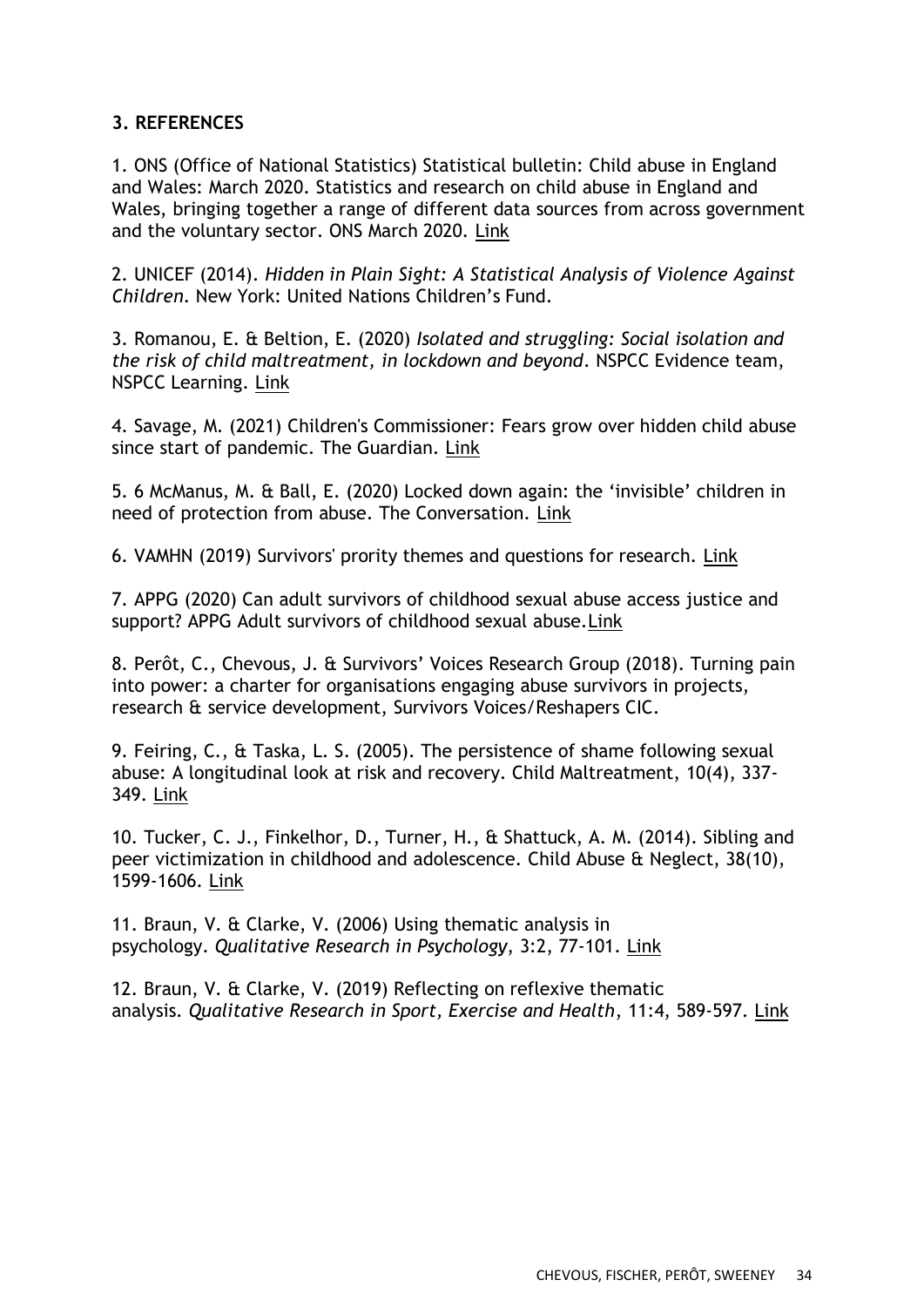### 3. REFERENCES

1. ONS (Office of National Statistics) Statistical bulletin: Child abuse in England and Wales: March 2020. Statistics and research on child abuse in England and Wales, bringing together a range of different data sources from across government and the voluntary sector. ONS March 2020. Link

2. UNICEF (2014). *Hidden in Plain Sight: A Statistical Analysis of Violence Against Children*. New York: United Nations Children's Fund.

3. Romanou, E. & Beltion, E. (2020) *Isolated and struggling: Social isolation and the risk of child maltreatment, in lockdown and beyond*. NSPCC Evidence team, NSPCC Learning. Link

4. Savage, M. (2021) Children's Commissioner: Fears grow over hidden child abuse since start of pandemic. The Guardian. Link

5. 6 McManus, M. & Ball, E. (2020) Locked down again: the 'invisible' children in need of protection from abuse. The Conversation. Link

6. VAMHN (2019) Survivors' prority themes and questions for research. Link

7. APPG (2020) Can adult survivors of childhood sexual abuse access justice and support? APPG Adult survivors of childhood sexual abuse.Link

8. Perôt, C., Chevous, J. & Survivors' Voices Research Group (2018). Turning pain into power: a charter for organisations engaging abuse survivors in projects, research & service development, Survivors Voices/Reshapers CIC.

9. Feiring, C., & Taska, L. S. (2005). The persistence of shame following sexual abuse: A longitudinal look at risk and recovery. Child Maltreatment, 10(4), 337-349. Link

10. Tucker, C. J., Finkelhor, D., Turner, H., & Shattuck, A. M. (2014). Sibling and peer victimization in childhood and adolescence. Child Abuse & Neglect, 38(10), 1599-1606. Link

11. Braun, V. & Clarke, V. (2006) Using thematic analysis in psychology. *Qualitative Research in Psychology*, 3:2, 77-101. Link

12. Braun, V. & Clarke, V. (2019) Reflecting on reflexive thematic analysis. *Qualitative Research in Sport, Exercise and Health*, 11:4, 589-597. Link